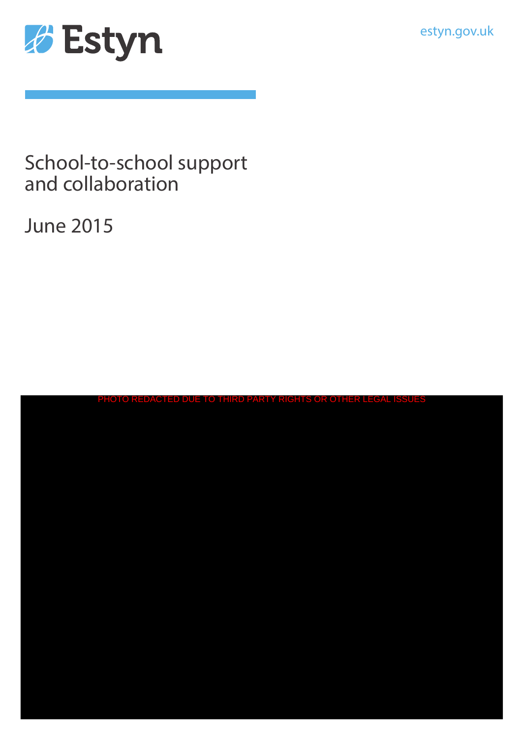Estyn

estyn.gov.uk

# School-to-school support and collaboration

June 2015

PHOTO REDACTED DUE TO THIRD PARTY RIGHTS OR OTHER LEGAL ISSUES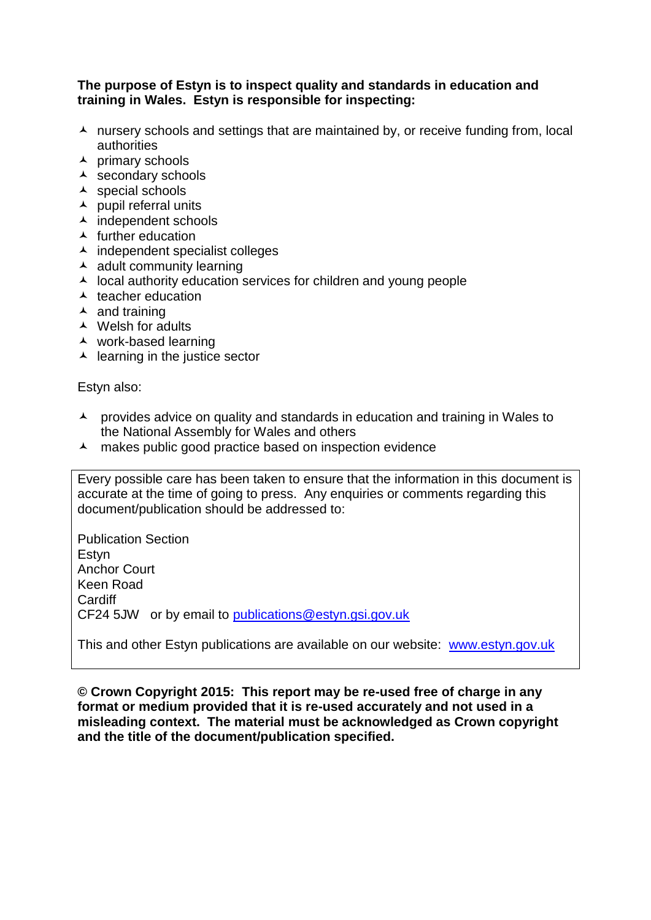**The purpose of Estyn is to inspect quality and standards in education and training in Wales. Estyn is responsible for inspecting:**

- nursery schools and settings that are maintained by, or receive funding from, local authorities
- primary schools
- secondary schools
- special schools
- pupil referral units
- independent schools
- further education
- independent specialist colleges
- adult community learning
- local authority education services for children and young people
- teacher education
- and training
- Welsh for adults
- work-based learning
- learning in the justice sector

Estyn also:

- provides advice on quality and standards in education and training in Wales to the National Assembly for Wales and others
- makes public good practice based on inspection evidence

Every possible care has been taken to ensure that the information in this document is accurate at the time of going to press. Any enquiries or comments regarding this document/publication should be addressed to:

Publication Section
Estyn
Anchor Court
Keen Road
Cardiff
CF24 5JW or by email to publications@estyn.gsi.gov.uk

This and other Estyn publications are available on our website: www.estyn.gov.uk

**© Crown Copyright 2015: This report may be re-used free of charge in any format or medium provided that it is re-used accurately and not used in a misleading context. The material must be acknowledged as Crown copyright and the title of the document/publication specified.**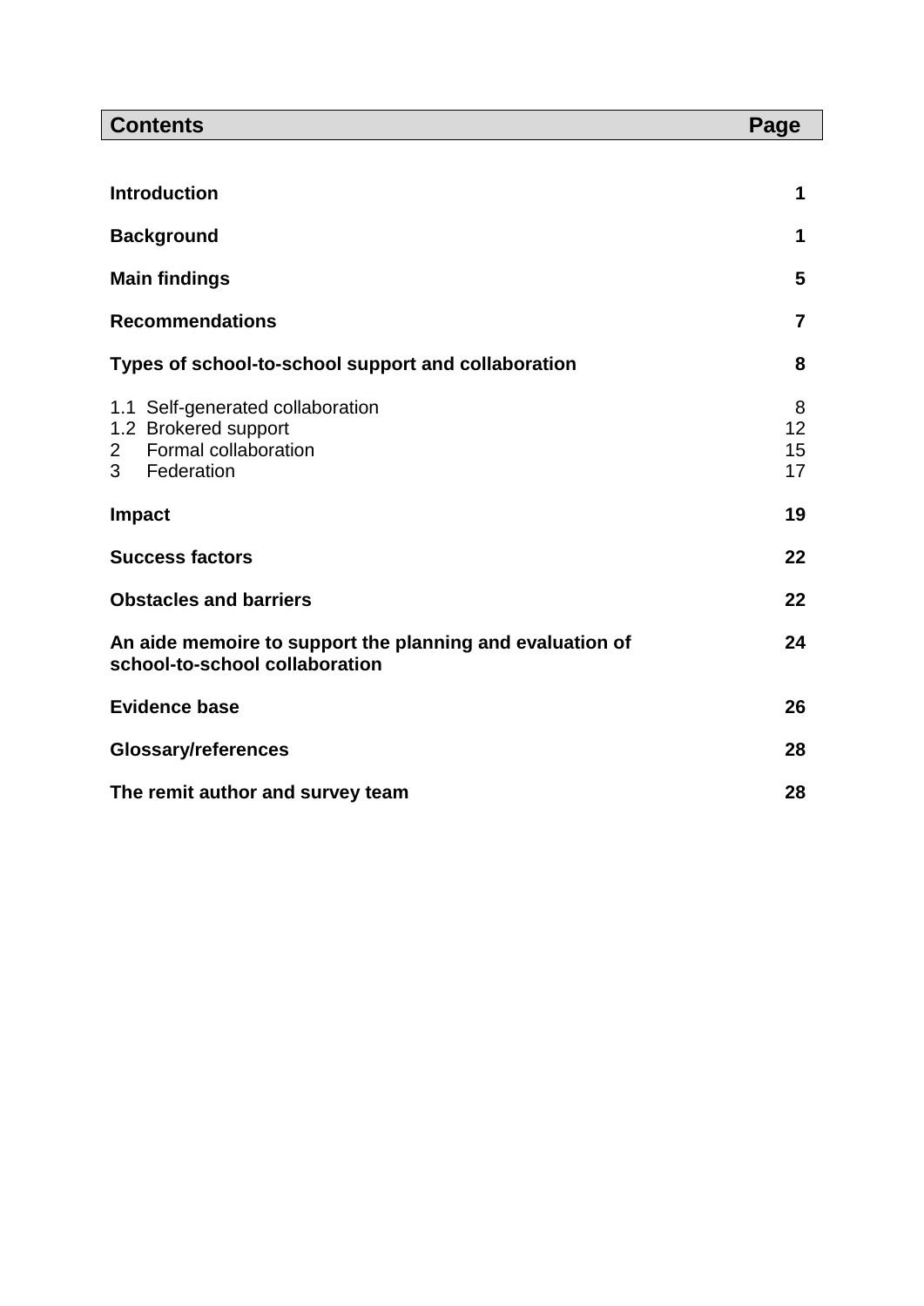| Contents | Page |
|---|---|
| **Introduction** | **1** |
| **Background** | **1** |
| **Main findings** | **5** |
| **Recommendations** | **7** |
| **Types of school-to-school support and collaboration** | **8** |
| 1.1 Self-generated collaboration | 8 |
| 1.2 Brokered support | 12 |
| 2 Formal collaboration | 15 |
| 3 Federation | 17 |
| **Impact** | **19** |
| **Success factors** | **22** |
| **Obstacles and barriers** | **22** |
| **An aide memoire to support the planning and evaluation of school-to-school collaboration** | **24** |
| **Evidence base** | **26** |
| **Glossary/references** | **28** |
| **The remit author and survey team** | **28** |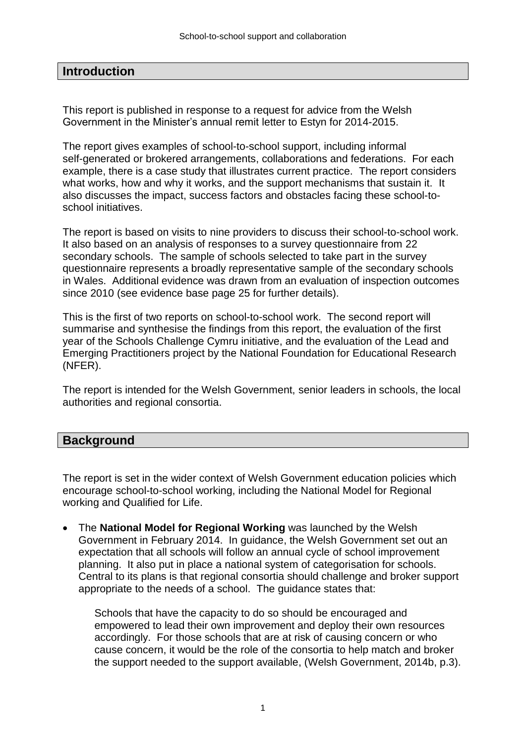## Introduction

This report is published in response to a request for advice from the Welsh Government in the Minister's annual remit letter to Estyn for 2014-2015.

The report gives examples of school-to-school support, including informal self-generated or brokered arrangements, collaborations and federations. For each example, there is a case study that illustrates current practice. The report considers what works, how and why it works, and the support mechanisms that sustain it. It also discusses the impact, success factors and obstacles facing these school-to-school initiatives.

The report is based on visits to nine providers to discuss their school-to-school work. It also based on an analysis of responses to a survey questionnaire from 22 secondary schools. The sample of schools selected to take part in the survey questionnaire represents a broadly representative sample of the secondary schools in Wales. Additional evidence was drawn from an evaluation of inspection outcomes since 2010 (see evidence base page 25 for further details).

This is the first of two reports on school-to-school work. The second report will summarise and synthesise the findings from this report, the evaluation of the first year of the Schools Challenge Cymru initiative, and the evaluation of the Lead and Emerging Practitioners project by the National Foundation for Educational Research (NFER).

The report is intended for the Welsh Government, senior leaders in schools, the local authorities and regional consortia.

## Background

The report is set in the wider context of Welsh Government education policies which encourage school-to-school working, including the National Model for Regional working and Qualified for Life.

- The **National Model for Regional Working** was launched by the Welsh Government in February 2014. In guidance, the Welsh Government set out an expectation that all schools will follow an annual cycle of school improvement planning. It also put in place a national system of categorisation for schools. Central to its plans is that regional consortia should challenge and broker support appropriate to the needs of a school. The guidance states that:

  > Schools that have the capacity to do so should be encouraged and empowered to lead their own improvement and deploy their own resources accordingly. For those schools that are at risk of causing concern or who cause concern, it would be the role of the consortia to help match and broker the support needed to the support available, (Welsh Government, 2014b, p.3).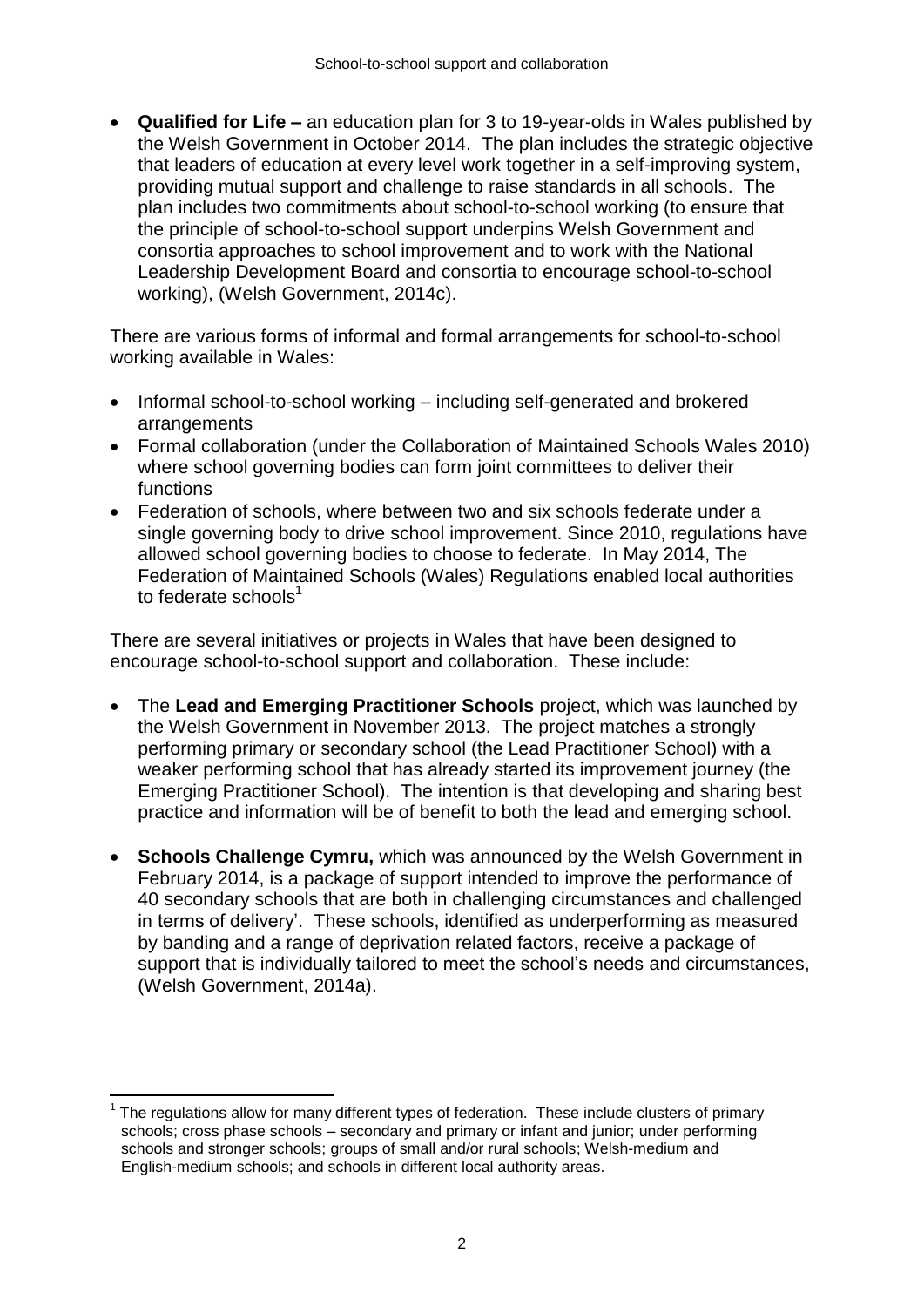- **Qualified for Life –** an education plan for 3 to 19-year-olds in Wales published by the Welsh Government in October 2014. The plan includes the strategic objective that leaders of education at every level work together in a self-improving system, providing mutual support and challenge to raise standards in all schools. The plan includes two commitments about school-to-school working (to ensure that the principle of school-to-school support underpins Welsh Government and consortia approaches to school improvement and to work with the National Leadership Development Board and consortia to encourage school-to-school working), (Welsh Government, 2014c).

There are various forms of informal and formal arrangements for school-to-school working available in Wales:

- Informal school-to-school working – including self-generated and brokered arrangements
- Formal collaboration (under the Collaboration of Maintained Schools Wales 2010) where school governing bodies can form joint committees to deliver their functions
- Federation of schools, where between two and six schools federate under a single governing body to drive school improvement. Since 2010, regulations have allowed school governing bodies to choose to federate. In May 2014, The Federation of Maintained Schools (Wales) Regulations enabled local authorities to federate schools[1]

There are several initiatives or projects in Wales that have been designed to encourage school-to-school support and collaboration. These include:

- The **Lead and Emerging Practitioner Schools** project, which was launched by the Welsh Government in November 2013. The project matches a strongly performing primary or secondary school (the Lead Practitioner School) with a weaker performing school that has already started its improvement journey (the Emerging Practitioner School). The intention is that developing and sharing best practice and information will be of benefit to both the lead and emerging school.

- **Schools Challenge Cymru,** which was announced by the Welsh Government in February 2014, is a package of support intended to improve the performance of 40 secondary schools that are both in challenging circumstances and challenged in terms of delivery'. These schools, identified as underperforming as measured by banding and a range of deprivation related factors, receive a package of support that is individually tailored to meet the school's needs and circumstances, (Welsh Government, 2014a).

[1] The regulations allow for many different types of federation. These include clusters of primary schools; cross phase schools – secondary and primary or infant and junior; under performing schools and stronger schools; groups of small and/or rural schools; Welsh-medium and English-medium schools; and schools in different local authority areas.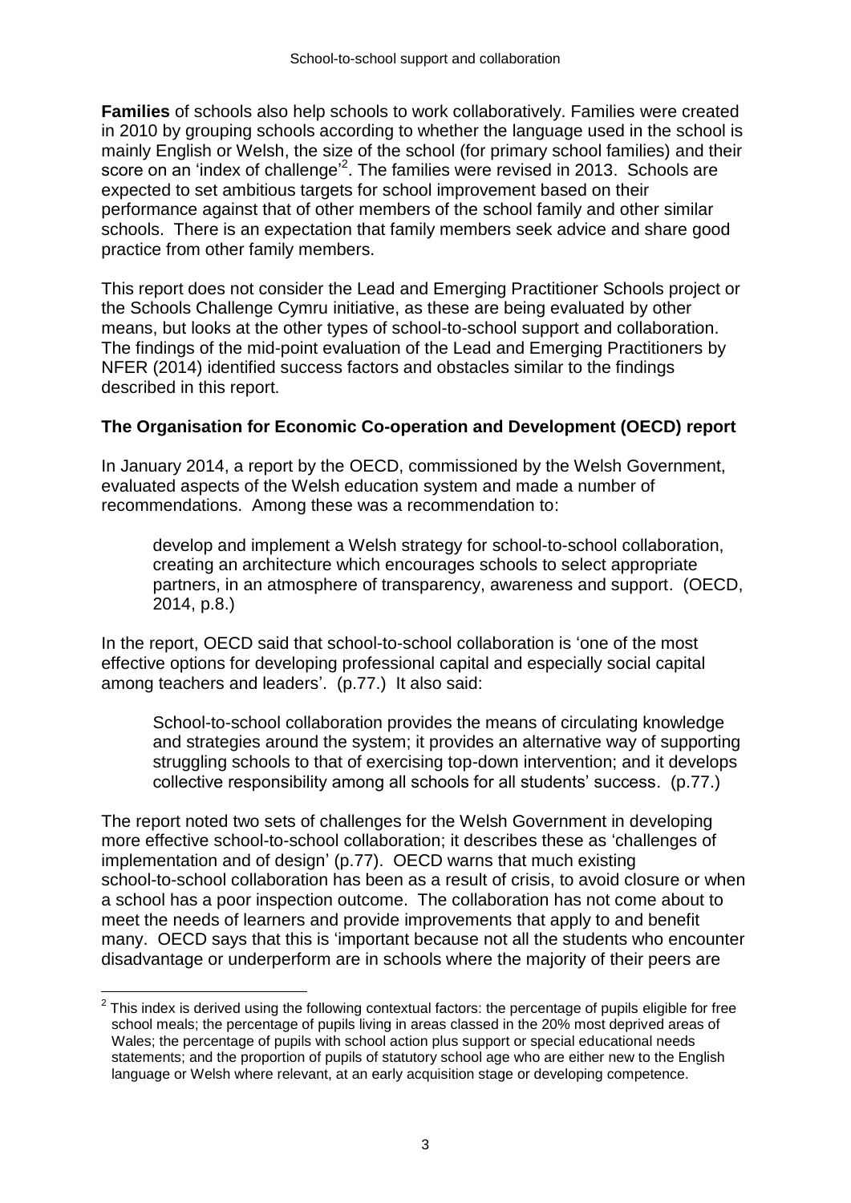**Families** of schools also help schools to work collaboratively. Families were created in 2010 by grouping schools according to whether the language used in the school is mainly English or Welsh, the size of the school (for primary school families) and their score on an 'index of challenge'[2]. The families were revised in 2013. Schools are expected to set ambitious targets for school improvement based on their performance against that of other members of the school family and other similar schools. There is an expectation that family members seek advice and share good practice from other family members.

This report does not consider the Lead and Emerging Practitioner Schools project or the Schools Challenge Cymru initiative, as these are being evaluated by other means, but looks at the other types of school-to-school support and collaboration. The findings of the mid-point evaluation of the Lead and Emerging Practitioners by NFER (2014) identified success factors and obstacles similar to the findings described in this report.

**The Organisation for Economic Co-operation and Development (OECD) report**

In January 2014, a report by the OECD, commissioned by the Welsh Government, evaluated aspects of the Welsh education system and made a number of recommendations. Among these was a recommendation to:

> develop and implement a Welsh strategy for school-to-school collaboration, creating an architecture which encourages schools to select appropriate partners, in an atmosphere of transparency, awareness and support. (OECD, 2014, p.8.)

In the report, OECD said that school-to-school collaboration is 'one of the most effective options for developing professional capital and especially social capital among teachers and leaders'. (p.77.) It also said:

> School-to-school collaboration provides the means of circulating knowledge and strategies around the system; it provides an alternative way of supporting struggling schools to that of exercising top-down intervention; and it develops collective responsibility among all schools for all students' success. (p.77.)

The report noted two sets of challenges for the Welsh Government in developing more effective school-to-school collaboration; it describes these as 'challenges of implementation and of design' (p.77). OECD warns that much existing school-to-school collaboration has been as a result of crisis, to avoid closure or when a school has a poor inspection outcome. The collaboration has not come about to meet the needs of learners and provide improvements that apply to and benefit many. OECD says that this is 'important because not all the students who encounter disadvantage or underperform are in schools where the majority of their peers are

---

[2] This index is derived using the following contextual factors: the percentage of pupils eligible for free school meals; the percentage of pupils living in areas classed in the 20% most deprived areas of Wales; the percentage of pupils with school action plus support or special educational needs statements; and the proportion of pupils of statutory school age who are either new to the English language or Welsh where relevant, at an early acquisition stage or developing competence.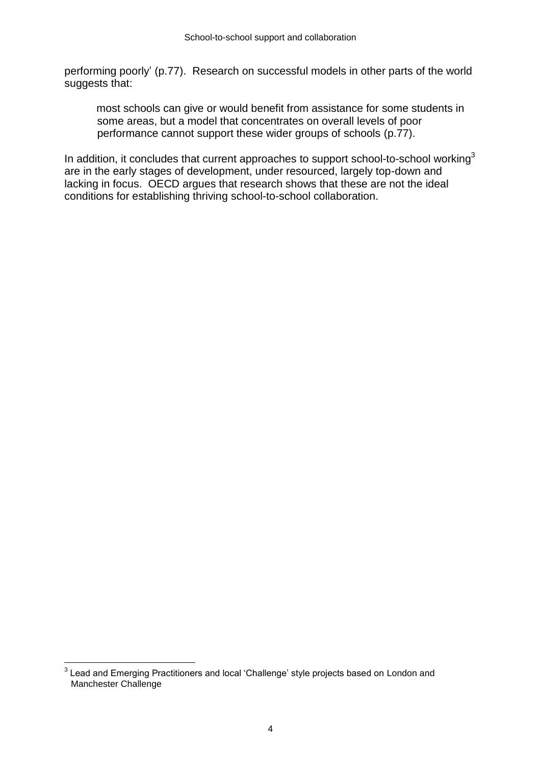performing poorly' (p.77). Research on successful models in other parts of the world suggests that:

> most schools can give or would benefit from assistance for some students in some areas, but a model that concentrates on overall levels of poor performance cannot support these wider groups of schools (p.77).

In addition, it concludes that current approaches to support school-to-school working[3] are in the early stages of development, under resourced, largely top-down and lacking in focus. OECD argues that research shows that these are not the ideal conditions for establishing thriving school-to-school collaboration.

---

[3] Lead and Emerging Practitioners and local 'Challenge' style projects based on London and Manchester Challenge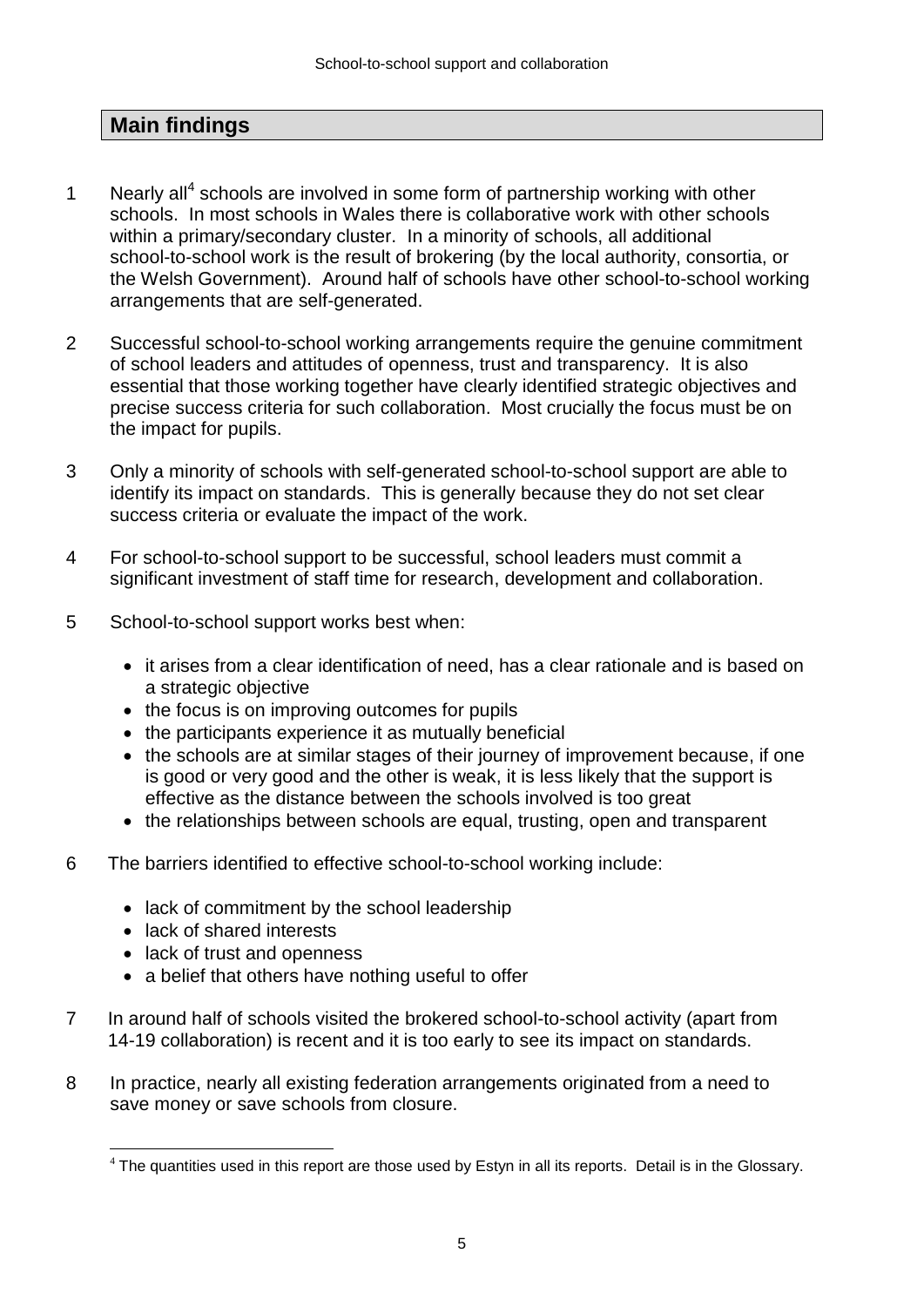## Main findings

1 Nearly all[4] schools are involved in some form of partnership working with other schools. In most schools in Wales there is collaborative work with other schools within a primary/secondary cluster. In a minority of schools, all additional school-to-school work is the result of brokering (by the local authority, consortia, or the Welsh Government). Around half of schools have other school-to-school working arrangements that are self-generated.

2 Successful school-to-school working arrangements require the genuine commitment of school leaders and attitudes of openness, trust and transparency. It is also essential that those working together have clearly identified strategic objectives and precise success criteria for such collaboration. Most crucially the focus must be on the impact for pupils.

3 Only a minority of schools with self-generated school-to-school support are able to identify its impact on standards. This is generally because they do not set clear success criteria or evaluate the impact of the work.

4 For school-to-school support to be successful, school leaders must commit a significant investment of staff time for research, development and collaboration.

5 School-to-school support works best when:

- it arises from a clear identification of need, has a clear rationale and is based on a strategic objective
- the focus is on improving outcomes for pupils
- the participants experience it as mutually beneficial
- the schools are at similar stages of their journey of improvement because, if one is good or very good and the other is weak, it is less likely that the support is effective as the distance between the schools involved is too great
- the relationships between schools are equal, trusting, open and transparent

6 The barriers identified to effective school-to-school working include:

- lack of commitment by the school leadership
- lack of shared interests
- lack of trust and openness
- a belief that others have nothing useful to offer

7 In around half of schools visited the brokered school-to-school activity (apart from 14-19 collaboration) is recent and it is too early to see its impact on standards.

8 In practice, nearly all existing federation arrangements originated from a need to save money or save schools from closure.

[4] The quantities used in this report are those used by Estyn in all its reports. Detail is in the Glossary.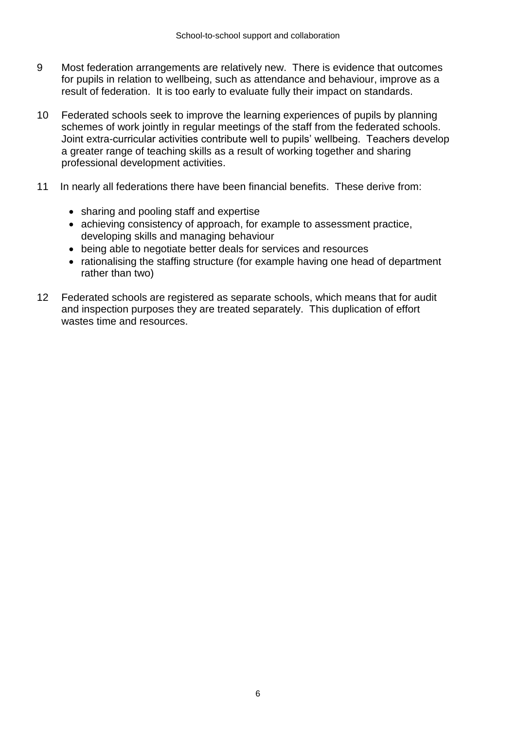9 Most federation arrangements are relatively new. There is evidence that outcomes for pupils in relation to wellbeing, such as attendance and behaviour, improve as a result of federation. It is too early to evaluate fully their impact on standards.

10 Federated schools seek to improve the learning experiences of pupils by planning schemes of work jointly in regular meetings of the staff from the federated schools. Joint extra-curricular activities contribute well to pupils' wellbeing. Teachers develop a greater range of teaching skills as a result of working together and sharing professional development activities.

11 In nearly all federations there have been financial benefits. These derive from:

- sharing and pooling staff and expertise
- achieving consistency of approach, for example to assessment practice, developing skills and managing behaviour
- being able to negotiate better deals for services and resources
- rationalising the staffing structure (for example having one head of department rather than two)

12 Federated schools are registered as separate schools, which means that for audit and inspection purposes they are treated separately. This duplication of effort wastes time and resources.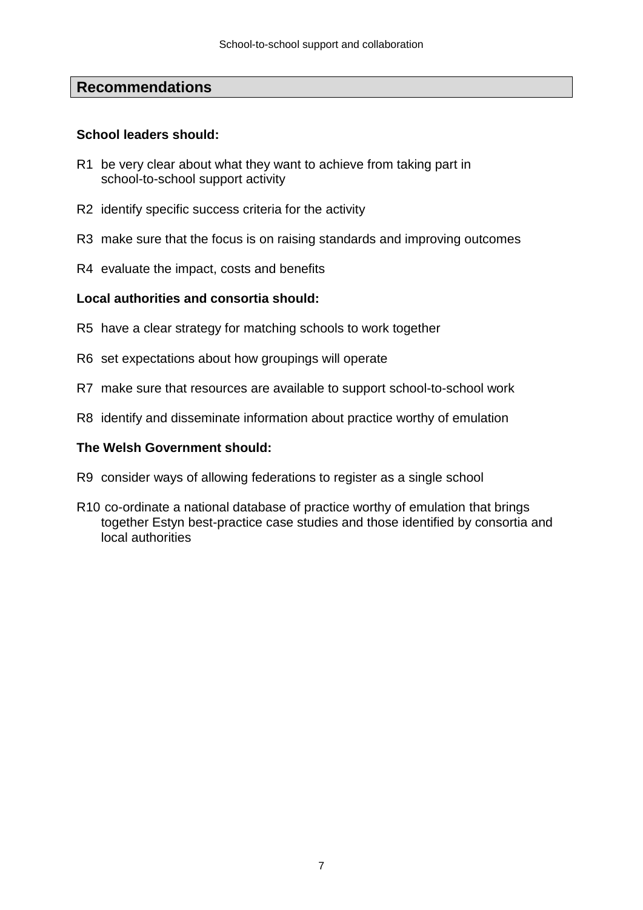## Recommendations

**School leaders should:**

R1 be very clear about what they want to achieve from taking part in school-to-school support activity

R2 identify specific success criteria for the activity

R3 make sure that the focus is on raising standards and improving outcomes

R4 evaluate the impact, costs and benefits

**Local authorities and consortia should:**

R5 have a clear strategy for matching schools to work together

R6 set expectations about how groupings will operate

R7 make sure that resources are available to support school-to-school work

R8 identify and disseminate information about practice worthy of emulation

**The Welsh Government should:**

R9 consider ways of allowing federations to register as a single school

R10 co-ordinate a national database of practice worthy of emulation that brings together Estyn best-practice case studies and those identified by consortia and local authorities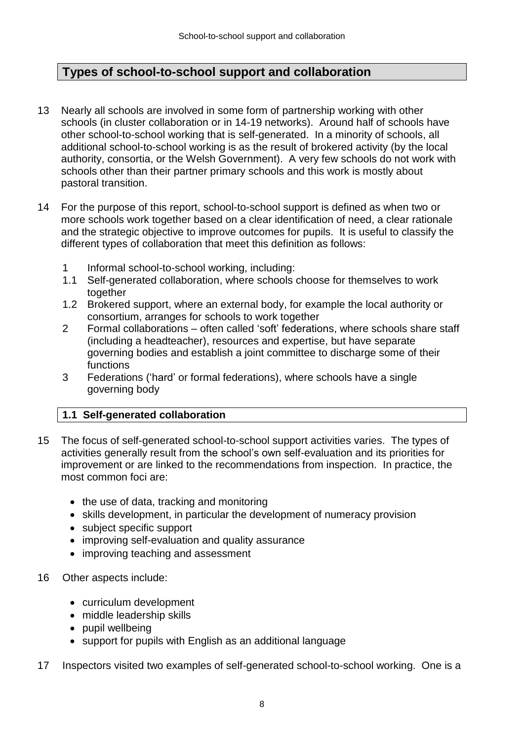## Types of school-to-school support and collaboration

13 Nearly all schools are involved in some form of partnership working with other schools (in cluster collaboration or in 14-19 networks). Around half of schools have other school-to-school working that is self-generated. In a minority of schools, all additional school-to-school working is as the result of brokered activity (by the local authority, consortia, or the Welsh Government). A very few schools do not work with schools other than their partner primary schools and this work is mostly about pastoral transition.

14 For the purpose of this report, school-to-school support is defined as when two or more schools work together based on a clear identification of need, a clear rationale and the strategic objective to improve outcomes for pupils. It is useful to classify the different types of collaboration that meet this definition as follows:

- 1 Informal school-to-school working, including:
- 1.1 Self-generated collaboration, where schools choose for themselves to work together
- 1.2 Brokered support, where an external body, for example the local authority or consortium, arranges for schools to work together
- 2 Formal collaborations – often called 'soft' federations, where schools share staff (including a headteacher), resources and expertise, but have separate governing bodies and establish a joint committee to discharge some of their functions
- 3 Federations ('hard' or formal federations), where schools have a single governing body

### 1.1 Self-generated collaboration

15 The focus of self-generated school-to-school support activities varies. The types of activities generally result from the school's own self-evaluation and its priorities for improvement or are linked to the recommendations from inspection. In practice, the most common foci are:

- the use of data, tracking and monitoring
- skills development, in particular the development of numeracy provision
- subject specific support
- improving self-evaluation and quality assurance
- improving teaching and assessment

16 Other aspects include:

- curriculum development
- middle leadership skills
- pupil wellbeing
- support for pupils with English as an additional language

17 Inspectors visited two examples of self-generated school-to-school working. One is a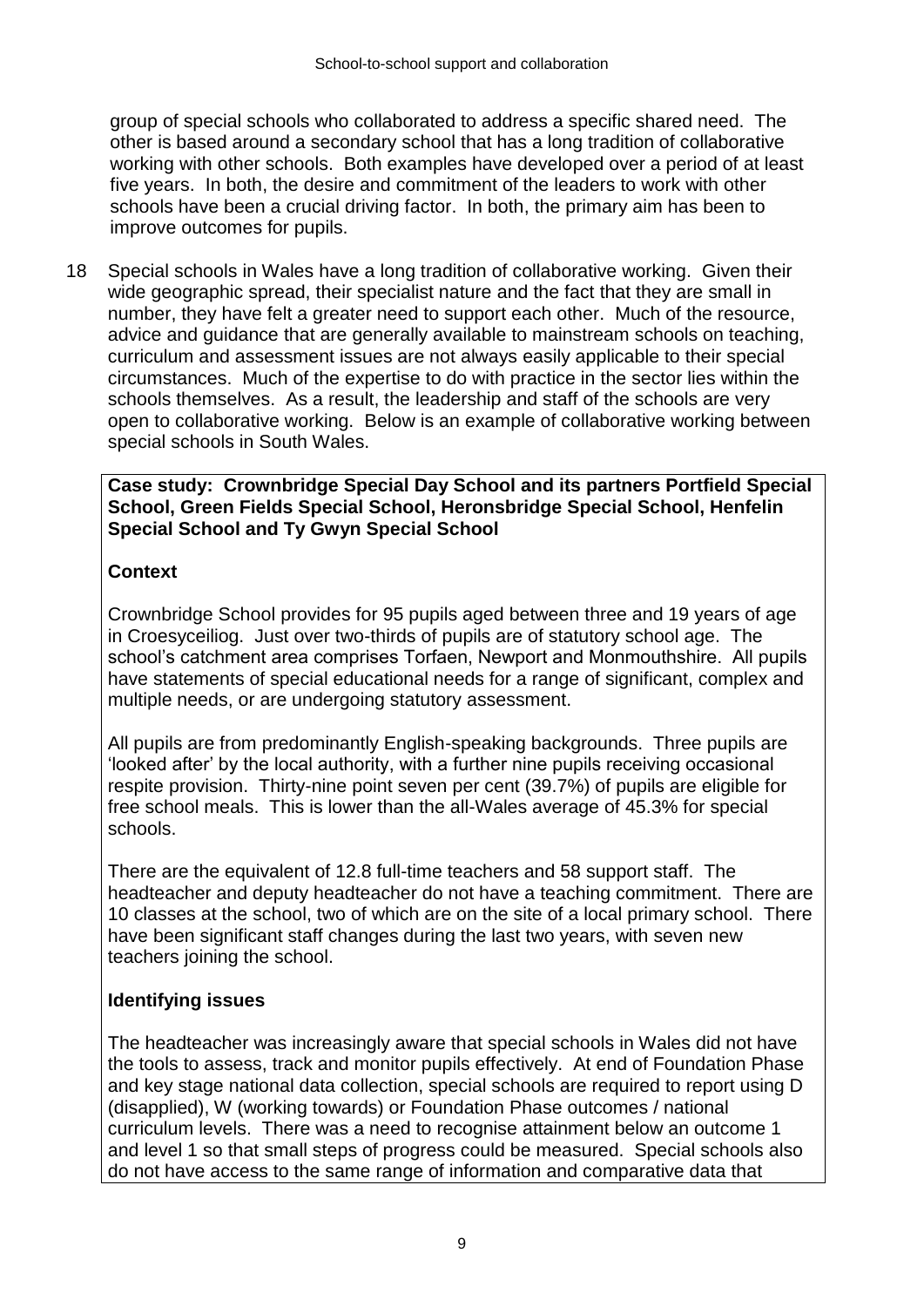group of special schools who collaborated to address a specific shared need. The other is based around a secondary school that has a long tradition of collaborative working with other schools. Both examples have developed over a period of at least five years. In both, the desire and commitment of the leaders to work with other schools have been a crucial driving factor. In both, the primary aim has been to improve outcomes for pupils.

18 Special schools in Wales have a long tradition of collaborative working. Given their wide geographic spread, their specialist nature and the fact that they are small in number, they have felt a greater need to support each other. Much of the resource, advice and guidance that are generally available to mainstream schools on teaching, curriculum and assessment issues are not always easily applicable to their special circumstances. Much of the expertise to do with practice in the sector lies within the schools themselves. As a result, the leadership and staff of the schools are very open to collaborative working. Below is an example of collaborative working between special schools in South Wales.

**Case study: Crownbridge Special Day School and its partners Portfield Special School, Green Fields Special School, Heronsbridge Special School, Henfelin Special School and Ty Gwyn Special School**

**Context**

Crownbridge School provides for 95 pupils aged between three and 19 years of age in Croesyceiliog. Just over two-thirds of pupils are of statutory school age. The school's catchment area comprises Torfaen, Newport and Monmouthshire. All pupils have statements of special educational needs for a range of significant, complex and multiple needs, or are undergoing statutory assessment.

All pupils are from predominantly English-speaking backgrounds. Three pupils are 'looked after' by the local authority, with a further nine pupils receiving occasional respite provision. Thirty-nine point seven per cent (39.7%) of pupils are eligible for free school meals. This is lower than the all-Wales average of 45.3% for special schools.

There are the equivalent of 12.8 full-time teachers and 58 support staff. The headteacher and deputy headteacher do not have a teaching commitment. There are 10 classes at the school, two of which are on the site of a local primary school. There have been significant staff changes during the last two years, with seven new teachers joining the school.

**Identifying issues**

The headteacher was increasingly aware that special schools in Wales did not have the tools to assess, track and monitor pupils effectively. At end of Foundation Phase and key stage national data collection, special schools are required to report using D (disapplied), W (working towards) or Foundation Phase outcomes / national curriculum levels. There was a need to recognise attainment below an outcome 1 and level 1 so that small steps of progress could be measured. Special schools also do not have access to the same range of information and comparative data that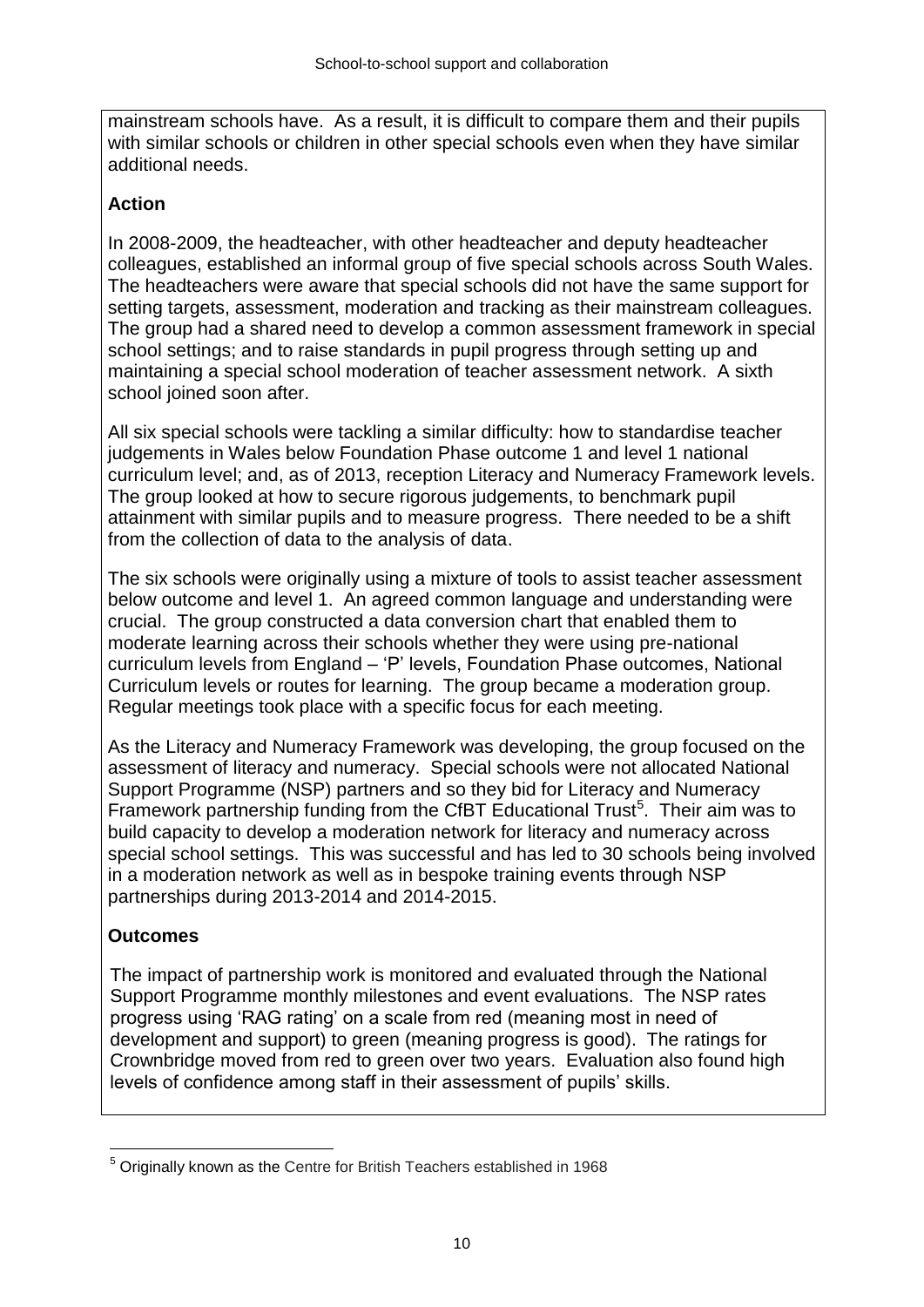mainstream schools have. As a result, it is difficult to compare them and their pupils with similar schools or children in other special schools even when they have similar additional needs.

**Action**

In 2008-2009, the headteacher, with other headteacher and deputy headteacher colleagues, established an informal group of five special schools across South Wales. The headteachers were aware that special schools did not have the same support for setting targets, assessment, moderation and tracking as their mainstream colleagues. The group had a shared need to develop a common assessment framework in special school settings; and to raise standards in pupil progress through setting up and maintaining a special school moderation of teacher assessment network. A sixth school joined soon after.

All six special schools were tackling a similar difficulty: how to standardise teacher judgements in Wales below Foundation Phase outcome 1 and level 1 national curriculum level; and, as of 2013, reception Literacy and Numeracy Framework levels. The group looked at how to secure rigorous judgements, to benchmark pupil attainment with similar pupils and to measure progress. There needed to be a shift from the collection of data to the analysis of data.

The six schools were originally using a mixture of tools to assist teacher assessment below outcome and level 1. An agreed common language and understanding were crucial. The group constructed a data conversion chart that enabled them to moderate learning across their schools whether they were using pre-national curriculum levels from England – 'P' levels, Foundation Phase outcomes, National Curriculum levels or routes for learning. The group became a moderation group. Regular meetings took place with a specific focus for each meeting.

As the Literacy and Numeracy Framework was developing, the group focused on the assessment of literacy and numeracy. Special schools were not allocated National Support Programme (NSP) partners and so they bid for Literacy and Numeracy Framework partnership funding from the CfBT Educational Trust[5]. Their aim was to build capacity to develop a moderation network for literacy and numeracy across special school settings. This was successful and has led to 30 schools being involved in a moderation network as well as in bespoke training events through NSP partnerships during 2013-2014 and 2014-2015.

**Outcomes**

The impact of partnership work is monitored and evaluated through the National Support Programme monthly milestones and event evaluations. The NSP rates progress using 'RAG rating' on a scale from red (meaning most in need of development and support) to green (meaning progress is good). The ratings for Crownbridge moved from red to green over two years. Evaluation also found high levels of confidence among staff in their assessment of pupils' skills.

[5] Originally known as the Centre for British Teachers established in 1968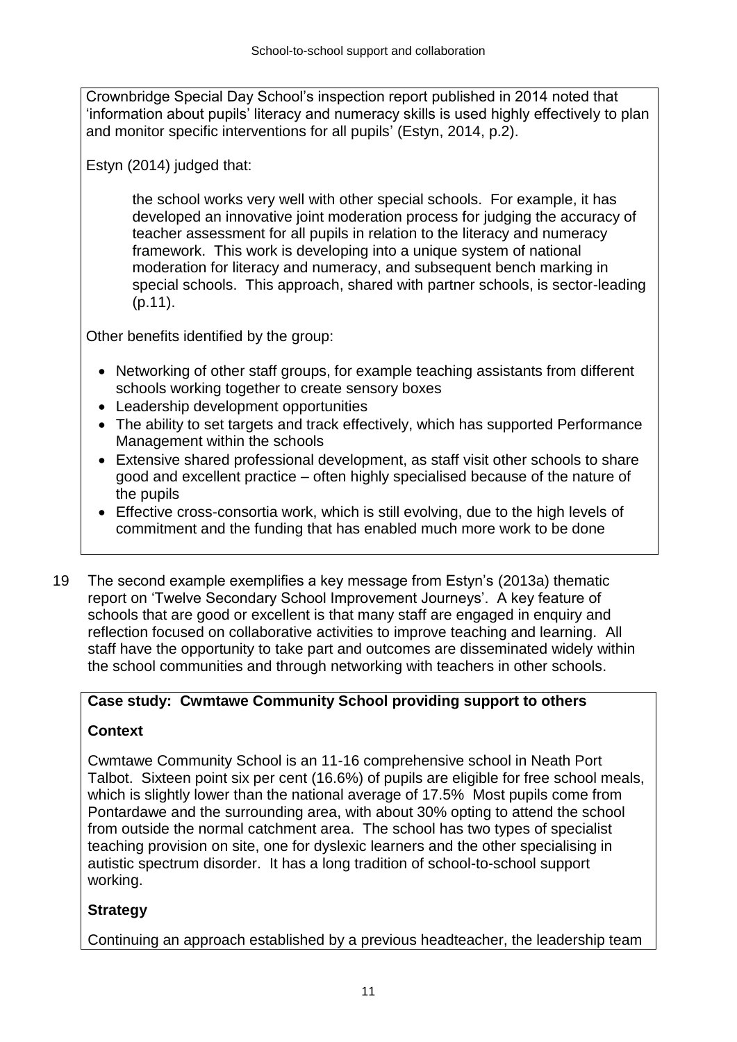Crownbridge Special Day School's inspection report published in 2014 noted that 'information about pupils' literacy and numeracy skills is used highly effectively to plan and monitor specific interventions for all pupils' (Estyn, 2014, p.2).

Estyn (2014) judged that:

> the school works very well with other special schools. For example, it has developed an innovative joint moderation process for judging the accuracy of teacher assessment for all pupils in relation to the literacy and numeracy framework. This work is developing into a unique system of national moderation for literacy and numeracy, and subsequent bench marking in special schools. This approach, shared with partner schools, is sector-leading (p.11).

Other benefits identified by the group:

- Networking of other staff groups, for example teaching assistants from different schools working together to create sensory boxes
- Leadership development opportunities
- The ability to set targets and track effectively, which has supported Performance Management within the schools
- Extensive shared professional development, as staff visit other schools to share good and excellent practice – often highly specialised because of the nature of the pupils
- Effective cross-consortia work, which is still evolving, due to the high levels of commitment and the funding that has enabled much more work to be done

19 The second example exemplifies a key message from Estyn's (2013a) thematic report on 'Twelve Secondary School Improvement Journeys'. A key feature of schools that are good or excellent is that many staff are engaged in enquiry and reflection focused on collaborative activities to improve teaching and learning. All staff have the opportunity to take part and outcomes are disseminated widely within the school communities and through networking with teachers in other schools.

**Case study: Cwmtawe Community School providing support to others**

**Context**

Cwmtawe Community School is an 11-16 comprehensive school in Neath Port Talbot. Sixteen point six per cent (16.6%) of pupils are eligible for free school meals, which is slightly lower than the national average of 17.5% Most pupils come from Pontardawe and the surrounding area, with about 30% opting to attend the school from outside the normal catchment area. The school has two types of specialist teaching provision on site, one for dyslexic learners and the other specialising in autistic spectrum disorder. It has a long tradition of school-to-school support working.

**Strategy**

Continuing an approach established by a previous headteacher, the leadership team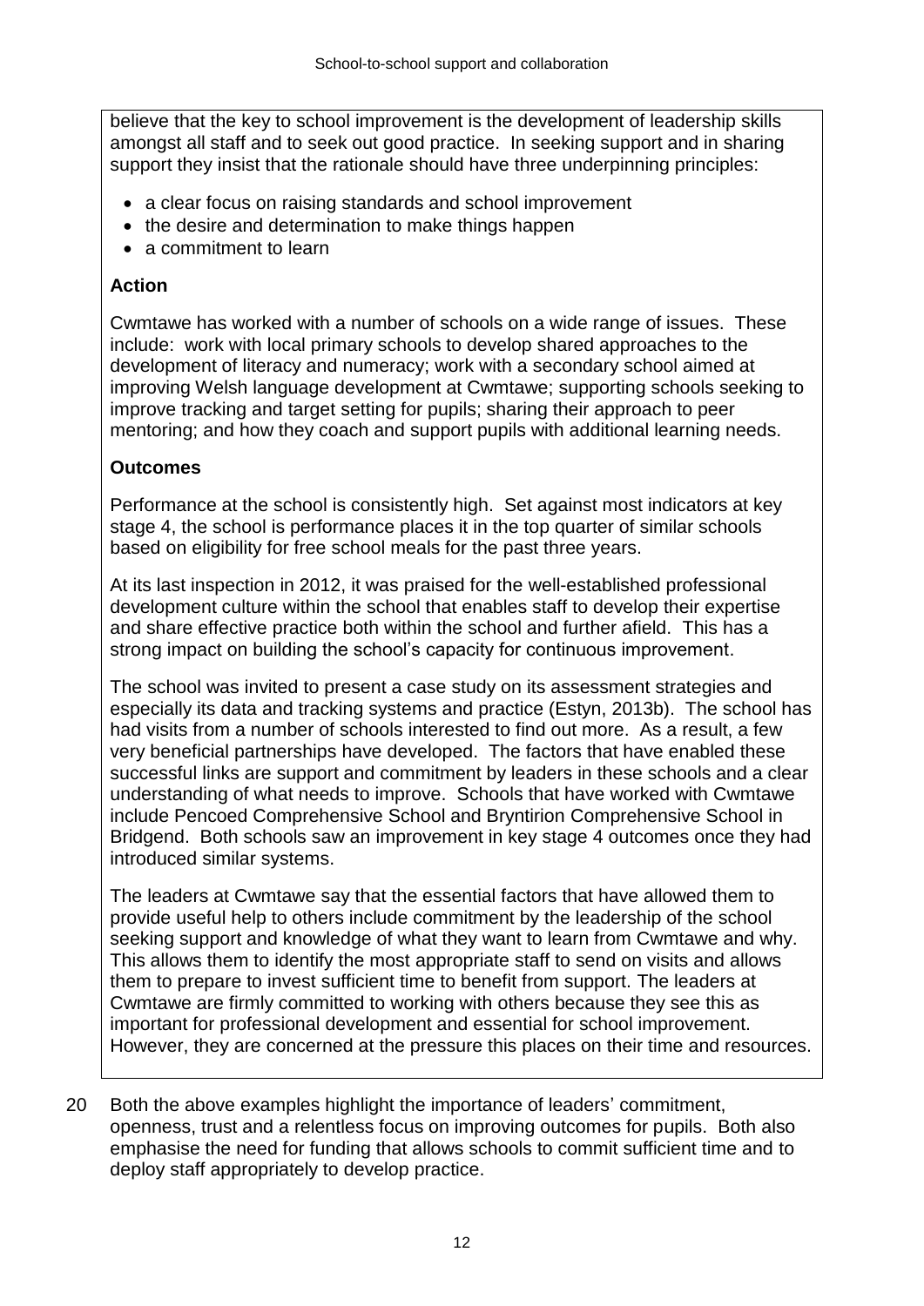believe that the key to school improvement is the development of leadership skills amongst all staff and to seek out good practice. In seeking support and in sharing support they insist that the rationale should have three underpinning principles:

- a clear focus on raising standards and school improvement
- the desire and determination to make things happen
- a commitment to learn

**Action**

Cwmtawe has worked with a number of schools on a wide range of issues. These include: work with local primary schools to develop shared approaches to the development of literacy and numeracy; work with a secondary school aimed at improving Welsh language development at Cwmtawe; supporting schools seeking to improve tracking and target setting for pupils; sharing their approach to peer mentoring; and how they coach and support pupils with additional learning needs.

**Outcomes**

Performance at the school is consistently high. Set against most indicators at key stage 4, the school is performance places it in the top quarter of similar schools based on eligibility for free school meals for the past three years.

At its last inspection in 2012, it was praised for the well-established professional development culture within the school that enables staff to develop their expertise and share effective practice both within the school and further afield. This has a strong impact on building the school's capacity for continuous improvement.

The school was invited to present a case study on its assessment strategies and especially its data and tracking systems and practice (Estyn, 2013b). The school has had visits from a number of schools interested to find out more. As a result, a few very beneficial partnerships have developed. The factors that have enabled these successful links are support and commitment by leaders in these schools and a clear understanding of what needs to improve. Schools that have worked with Cwmtawe include Pencoed Comprehensive School and Bryntirion Comprehensive School in Bridgend. Both schools saw an improvement in key stage 4 outcomes once they had introduced similar systems.

The leaders at Cwmtawe say that the essential factors that have allowed them to provide useful help to others include commitment by the leadership of the school seeking support and knowledge of what they want to learn from Cwmtawe and why. This allows them to identify the most appropriate staff to send on visits and allows them to prepare to invest sufficient time to benefit from support. The leaders at Cwmtawe are firmly committed to working with others because they see this as important for professional development and essential for school improvement. However, they are concerned at the pressure this places on their time and resources.

20 Both the above examples highlight the importance of leaders' commitment, openness, trust and a relentless focus on improving outcomes for pupils. Both also emphasise the need for funding that allows schools to commit sufficient time and to deploy staff appropriately to develop practice.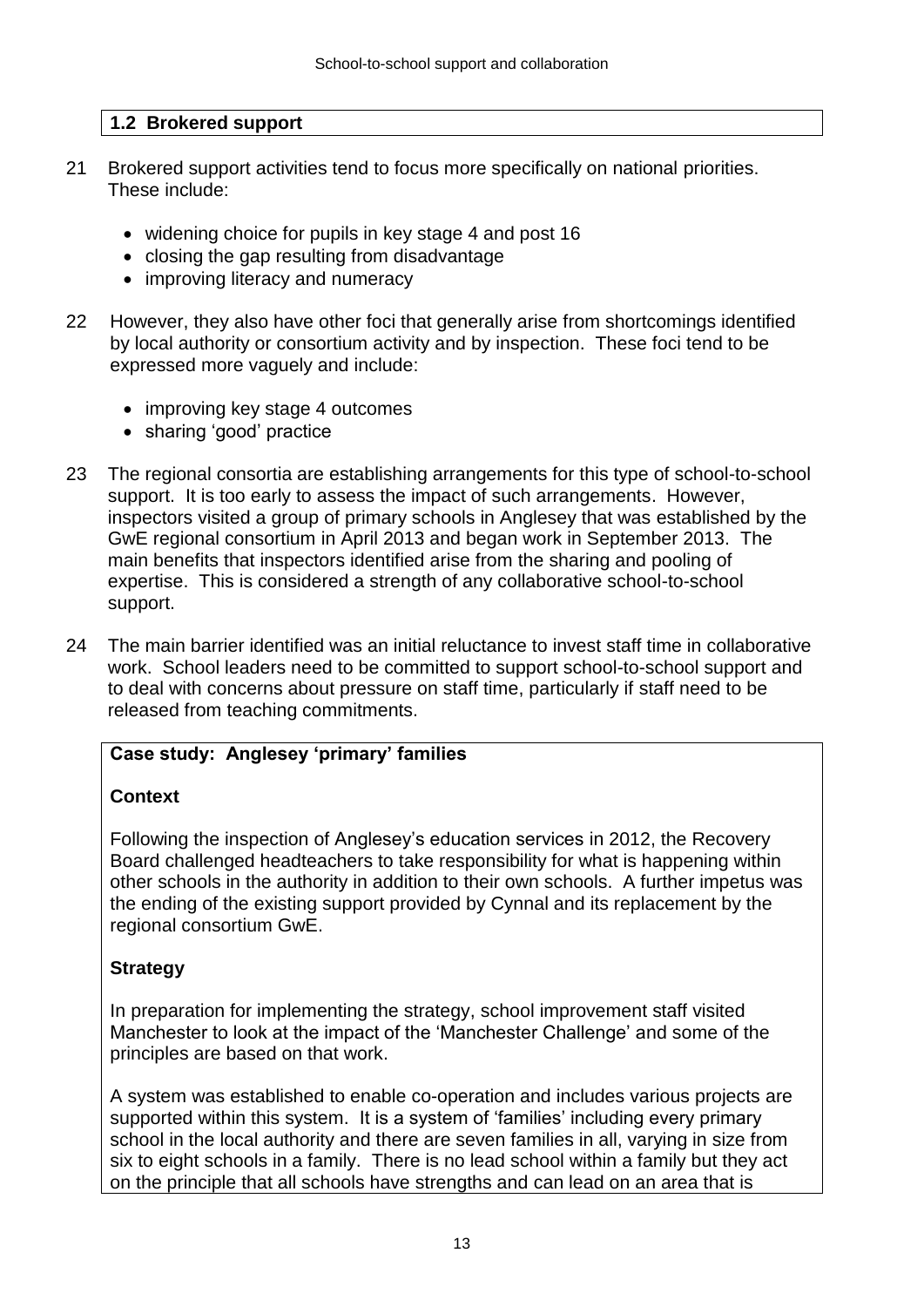### 1.2 Brokered support

21 Brokered support activities tend to focus more specifically on national priorities. These include:

- widening choice for pupils in key stage 4 and post 16
- closing the gap resulting from disadvantage
- improving literacy and numeracy

22 However, they also have other foci that generally arise from shortcomings identified by local authority or consortium activity and by inspection. These foci tend to be expressed more vaguely and include:

- improving key stage 4 outcomes
- sharing 'good' practice

23 The regional consortia are establishing arrangements for this type of school-to-school support. It is too early to assess the impact of such arrangements. However, inspectors visited a group of primary schools in Anglesey that was established by the GwE regional consortium in April 2013 and began work in September 2013. The main benefits that inspectors identified arise from the sharing and pooling of expertise. This is considered a strength of any collaborative school-to-school support.

24 The main barrier identified was an initial reluctance to invest staff time in collaborative work. School leaders need to be committed to support school-to-school support and to deal with concerns about pressure on staff time, particularly if staff need to be released from teaching commitments.

**Case study: Anglesey 'primary' families**

**Context**

Following the inspection of Anglesey's education services in 2012, the Recovery Board challenged headteachers to take responsibility for what is happening within other schools in the authority in addition to their own schools. A further impetus was the ending of the existing support provided by Cynnal and its replacement by the regional consortium GwE.

**Strategy**

In preparation for implementing the strategy, school improvement staff visited Manchester to look at the impact of the 'Manchester Challenge' and some of the principles are based on that work.

A system was established to enable co-operation and includes various projects are supported within this system. It is a system of 'families' including every primary school in the local authority and there are seven families in all, varying in size from six to eight schools in a family. There is no lead school within a family but they act on the principle that all schools have strengths and can lead on an area that is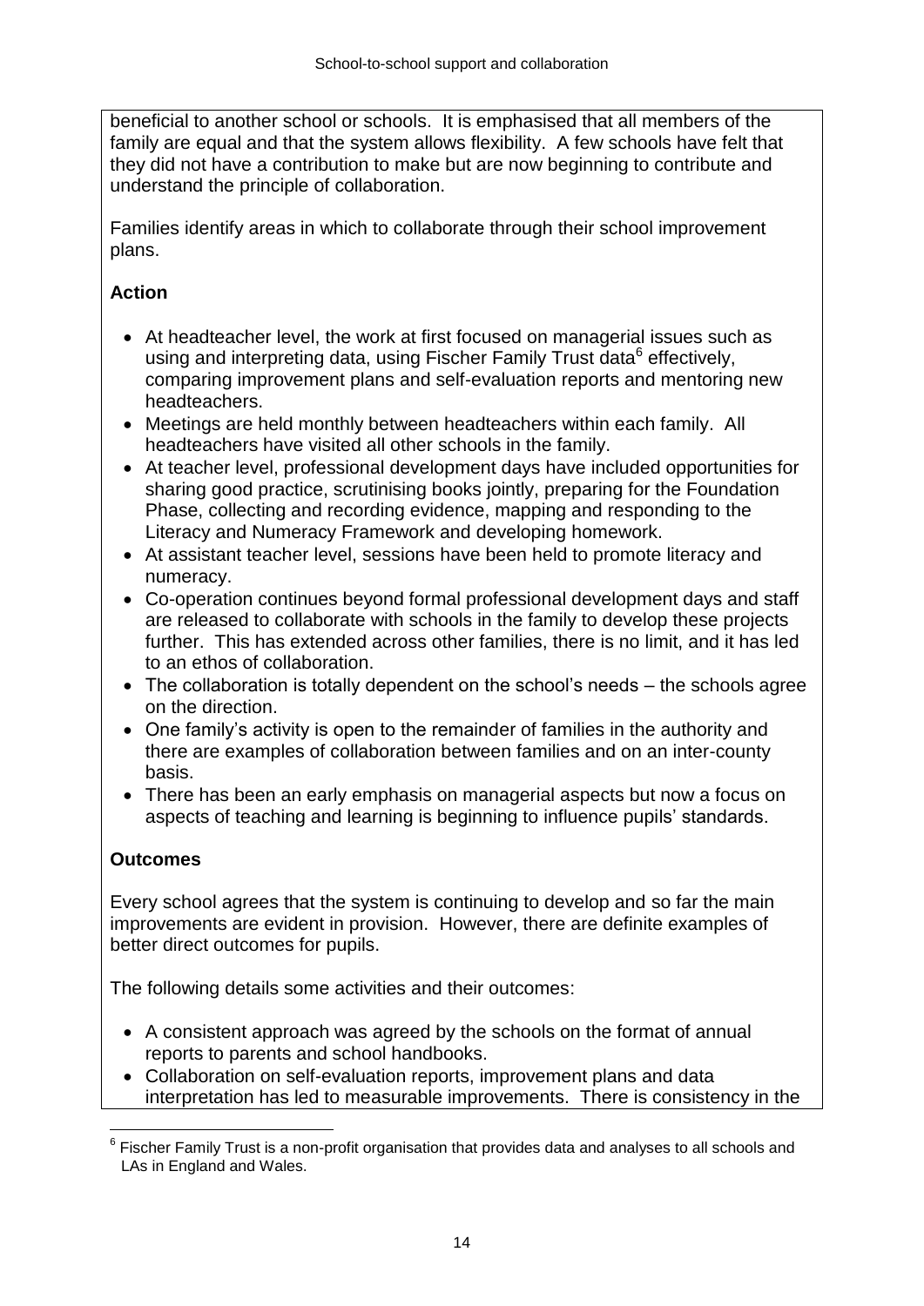beneficial to another school or schools. It is emphasised that all members of the family are equal and that the system allows flexibility. A few schools have felt that they did not have a contribution to make but are now beginning to contribute and understand the principle of collaboration.

Families identify areas in which to collaborate through their school improvement plans.

**Action**

- At headteacher level, the work at first focused on managerial issues such as using and interpreting data, using Fischer Family Trust data[6] effectively, comparing improvement plans and self-evaluation reports and mentoring new headteachers.
- Meetings are held monthly between headteachers within each family. All headteachers have visited all other schools in the family.
- At teacher level, professional development days have included opportunities for sharing good practice, scrutinising books jointly, preparing for the Foundation Phase, collecting and recording evidence, mapping and responding to the Literacy and Numeracy Framework and developing homework.
- At assistant teacher level, sessions have been held to promote literacy and numeracy.
- Co-operation continues beyond formal professional development days and staff are released to collaborate with schools in the family to develop these projects further. This has extended across other families, there is no limit, and it has led to an ethos of collaboration.
- The collaboration is totally dependent on the school's needs – the schools agree on the direction.
- One family's activity is open to the remainder of families in the authority and there are examples of collaboration between families and on an inter-county basis.
- There has been an early emphasis on managerial aspects but now a focus on aspects of teaching and learning is beginning to influence pupils' standards.

**Outcomes**

Every school agrees that the system is continuing to develop and so far the main improvements are evident in provision. However, there are definite examples of better direct outcomes for pupils.

The following details some activities and their outcomes:

- A consistent approach was agreed by the schools on the format of annual reports to parents and school handbooks.
- Collaboration on self-evaluation reports, improvement plans and data interpretation has led to measurable improvements. There is consistency in the

[6] Fischer Family Trust is a non-profit organisation that provides data and analyses to all schools and LAs in England and Wales.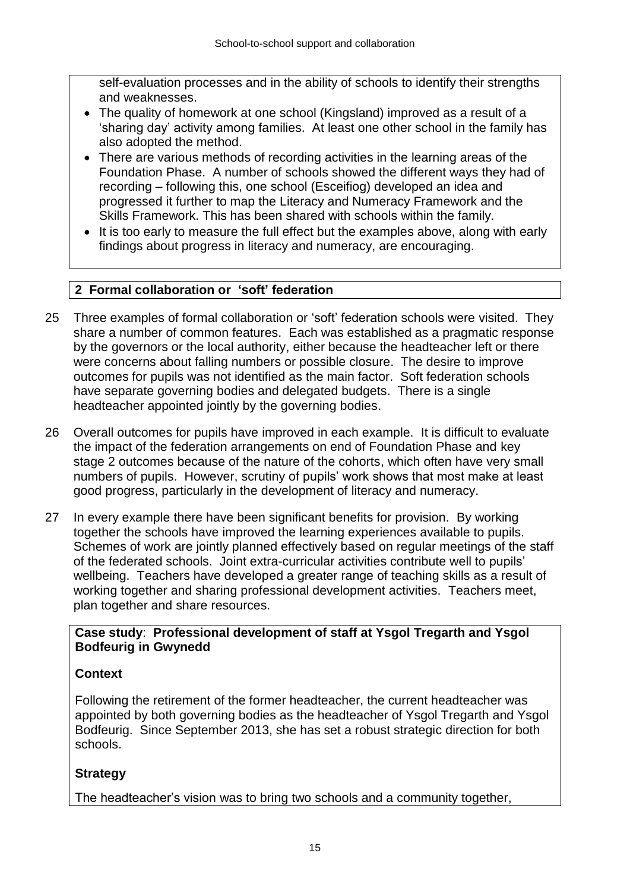self-evaluation processes and in the ability of schools to identify their strengths and weaknesses.

- The quality of homework at one school (Kingsland) improved as a result of a 'sharing day' activity among families. At least one other school in the family has also adopted the method.
- There are various methods of recording activities in the learning areas of the Foundation Phase. A number of schools showed the different ways they had of recording – following this, one school (Esceifiog) developed an idea and progressed it further to map the Literacy and Numeracy Framework and the Skills Framework. This has been shared with schools within the family.
- It is too early to measure the full effect but the examples above, along with early findings about progress in literacy and numeracy, are encouraging.

## 2 Formal collaboration or 'soft' federation

25 Three examples of formal collaboration or 'soft' federation schools were visited. They share a number of common features. Each was established as a pragmatic response by the governors or the local authority, either because the headteacher left or there were concerns about falling numbers or possible closure. The desire to improve outcomes for pupils was not identified as the main factor. Soft federation schools have separate governing bodies and delegated budgets. There is a single headteacher appointed jointly by the governing bodies.

26 Overall outcomes for pupils have improved in each example. It is difficult to evaluate the impact of the federation arrangements on end of Foundation Phase and key stage 2 outcomes because of the nature of the cohorts, which often have very small numbers of pupils. However, scrutiny of pupils' work shows that most make at least good progress, particularly in the development of literacy and numeracy.

27 In every example there have been significant benefits for provision. By working together the schools have improved the learning experiences available to pupils. Schemes of work are jointly planned effectively based on regular meetings of the staff of the federated schools. Joint extra-curricular activities contribute well to pupils' wellbeing. Teachers have developed a greater range of teaching skills as a result of working together and sharing professional development activities. Teachers meet, plan together and share resources.

**Case study**: **Professional development of staff at Ysgol Tregarth and Ysgol Bodfeurig in Gwynedd**

**Context**

Following the retirement of the former headteacher, the current headteacher was appointed by both governing bodies as the headteacher of Ysgol Tregarth and Ysgol Bodfeurig. Since September 2013, she has set a robust strategic direction for both schools.

**Strategy**

The headteacher's vision was to bring two schools and a community together,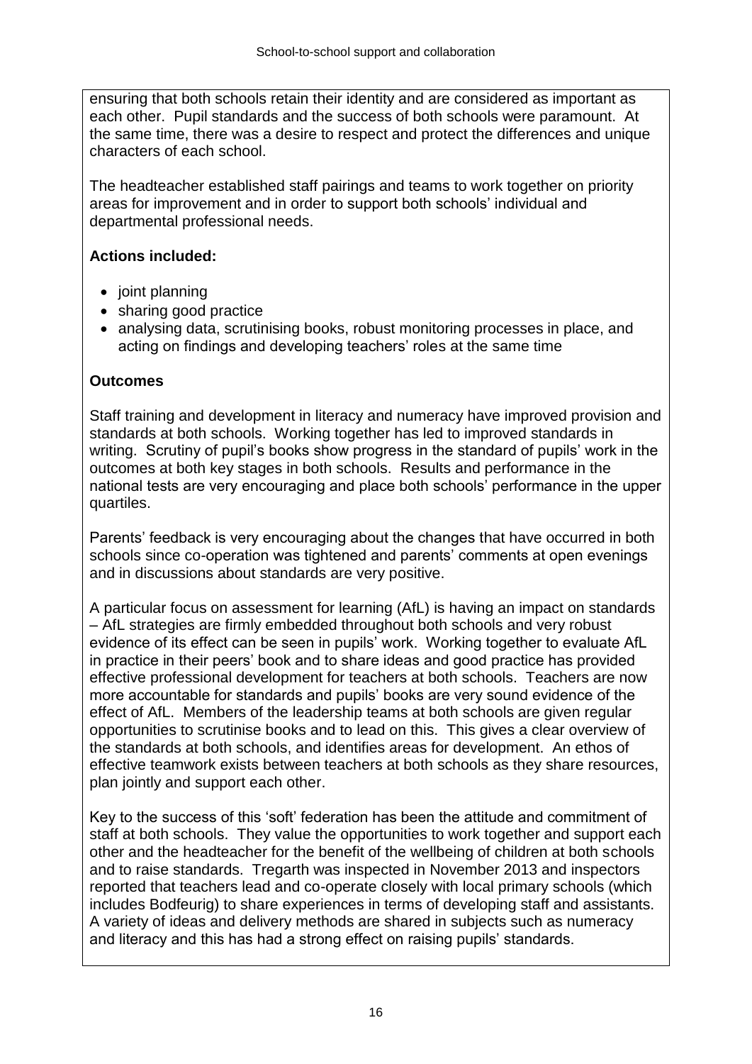ensuring that both schools retain their identity and are considered as important as each other. Pupil standards and the success of both schools were paramount. At the same time, there was a desire to respect and protect the differences and unique characters of each school.

The headteacher established staff pairings and teams to work together on priority areas for improvement and in order to support both schools' individual and departmental professional needs.

**Actions included:**

- joint planning
- sharing good practice
- analysing data, scrutinising books, robust monitoring processes in place, and acting on findings and developing teachers' roles at the same time

**Outcomes**

Staff training and development in literacy and numeracy have improved provision and standards at both schools. Working together has led to improved standards in writing. Scrutiny of pupil's books show progress in the standard of pupils' work in the outcomes at both key stages in both schools. Results and performance in the national tests are very encouraging and place both schools' performance in the upper quartiles.

Parents' feedback is very encouraging about the changes that have occurred in both schools since co-operation was tightened and parents' comments at open evenings and in discussions about standards are very positive.

A particular focus on assessment for learning (AfL) is having an impact on standards – AfL strategies are firmly embedded throughout both schools and very robust evidence of its effect can be seen in pupils' work. Working together to evaluate AfL in practice in their peers' book and to share ideas and good practice has provided effective professional development for teachers at both schools. Teachers are now more accountable for standards and pupils' books are very sound evidence of the effect of AfL. Members of the leadership teams at both schools are given regular opportunities to scrutinise books and to lead on this. This gives a clear overview of the standards at both schools, and identifies areas for development. An ethos of effective teamwork exists between teachers at both schools as they share resources, plan jointly and support each other.

Key to the success of this 'soft' federation has been the attitude and commitment of staff at both schools. They value the opportunities to work together and support each other and the headteacher for the benefit of the wellbeing of children at both schools and to raise standards. Tregarth was inspected in November 2013 and inspectors reported that teachers lead and co-operate closely with local primary schools (which includes Bodfeurig) to share experiences in terms of developing staff and assistants. A variety of ideas and delivery methods are shared in subjects such as numeracy and literacy and this has had a strong effect on raising pupils' standards.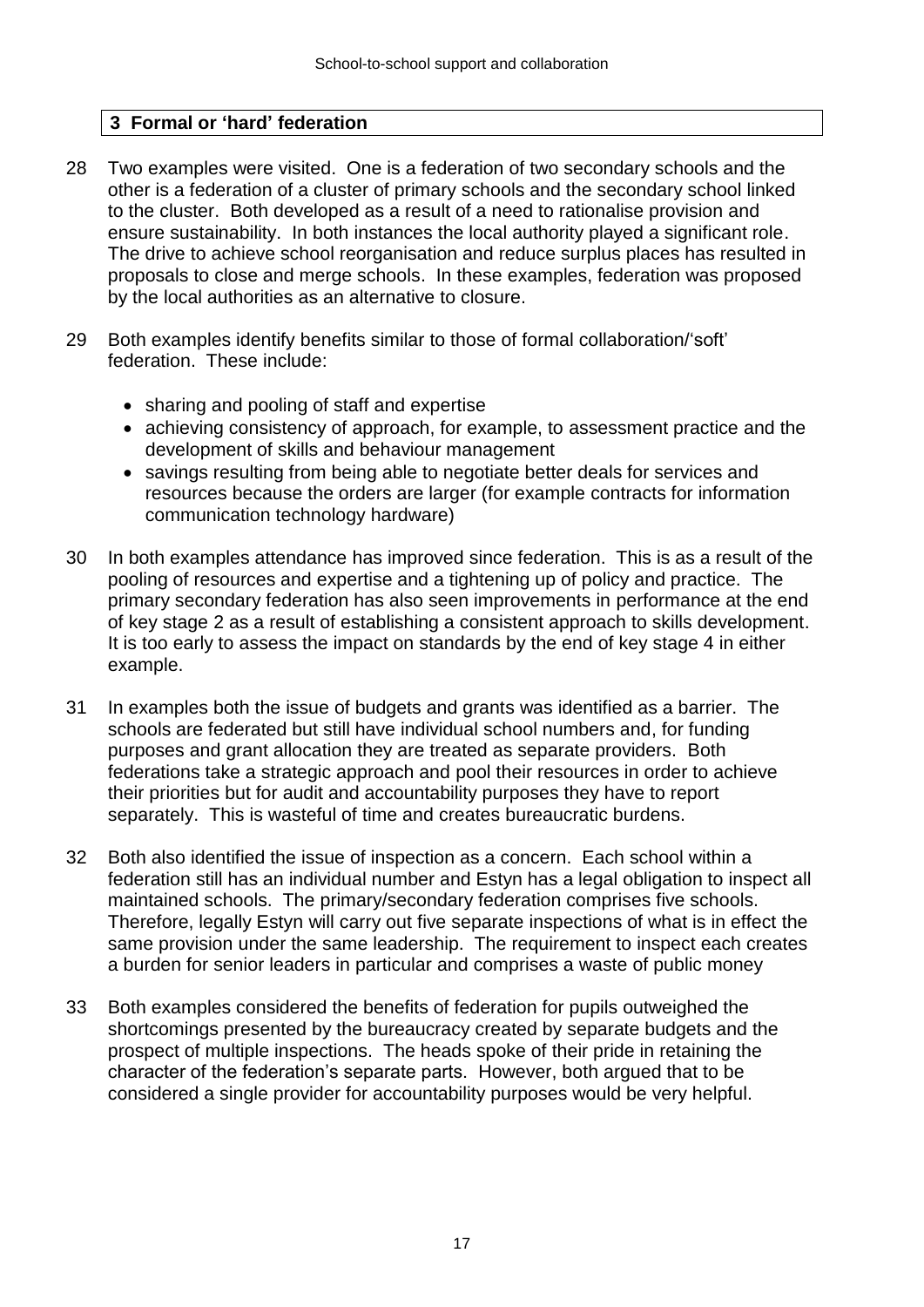## 3 Formal or 'hard' federation

28 Two examples were visited. One is a federation of two secondary schools and the other is a federation of a cluster of primary schools and the secondary school linked to the cluster. Both developed as a result of a need to rationalise provision and ensure sustainability. In both instances the local authority played a significant role. The drive to achieve school reorganisation and reduce surplus places has resulted in proposals to close and merge schools. In these examples, federation was proposed by the local authorities as an alternative to closure.

29 Both examples identify benefits similar to those of formal collaboration/'soft' federation. These include:

- sharing and pooling of staff and expertise
- achieving consistency of approach, for example, to assessment practice and the development of skills and behaviour management
- savings resulting from being able to negotiate better deals for services and resources because the orders are larger (for example contracts for information communication technology hardware)

30 In both examples attendance has improved since federation. This is as a result of the pooling of resources and expertise and a tightening up of policy and practice. The primary secondary federation has also seen improvements in performance at the end of key stage 2 as a result of establishing a consistent approach to skills development. It is too early to assess the impact on standards by the end of key stage 4 in either example.

31 In examples both the issue of budgets and grants was identified as a barrier. The schools are federated but still have individual school numbers and, for funding purposes and grant allocation they are treated as separate providers. Both federations take a strategic approach and pool their resources in order to achieve their priorities but for audit and accountability purposes they have to report separately. This is wasteful of time and creates bureaucratic burdens.

32 Both also identified the issue of inspection as a concern. Each school within a federation still has an individual number and Estyn has a legal obligation to inspect all maintained schools. The primary/secondary federation comprises five schools. Therefore, legally Estyn will carry out five separate inspections of what is in effect the same provision under the same leadership. The requirement to inspect each creates a burden for senior leaders in particular and comprises a waste of public money

33 Both examples considered the benefits of federation for pupils outweighed the shortcomings presented by the bureaucracy created by separate budgets and the prospect of multiple inspections. The heads spoke of their pride in retaining the character of the federation's separate parts. However, both argued that to be considered a single provider for accountability purposes would be very helpful.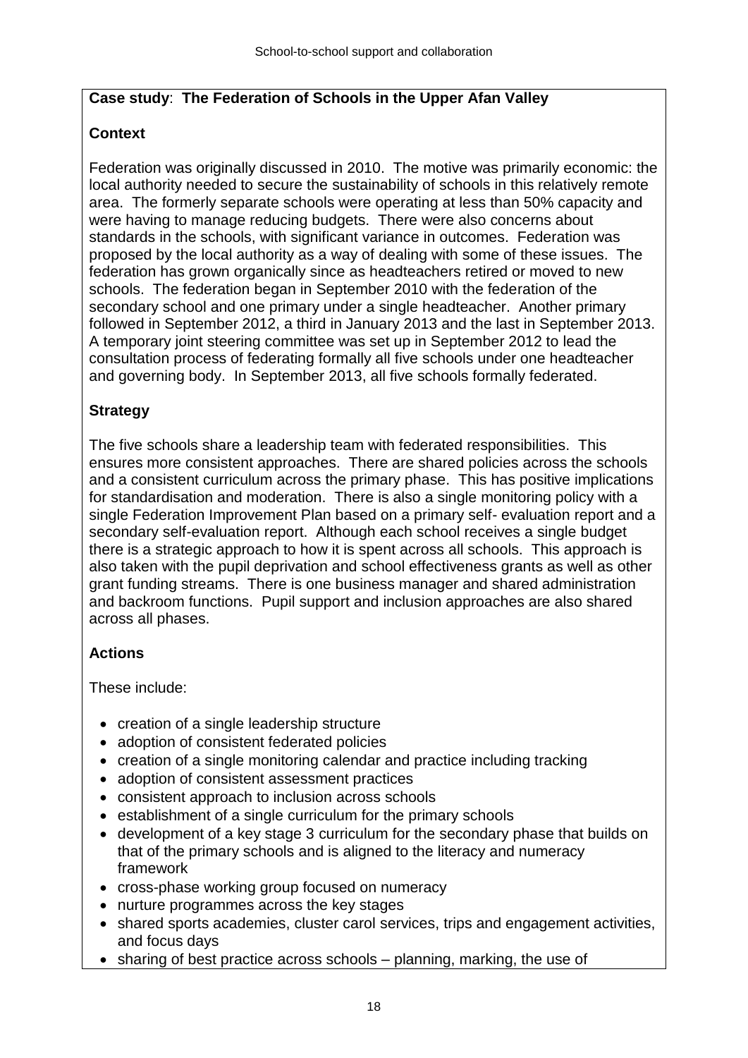**Case study**: **The Federation of Schools in the Upper Afan Valley**

**Context**

Federation was originally discussed in 2010. The motive was primarily economic: the local authority needed to secure the sustainability of schools in this relatively remote area. The formerly separate schools were operating at less than 50% capacity and were having to manage reducing budgets. There were also concerns about standards in the schools, with significant variance in outcomes. Federation was proposed by the local authority as a way of dealing with some of these issues. The federation has grown organically since as headteachers retired or moved to new schools. The federation began in September 2010 with the federation of the secondary school and one primary under a single headteacher. Another primary followed in September 2012, a third in January 2013 and the last in September 2013. A temporary joint steering committee was set up in September 2012 to lead the consultation process of federating formally all five schools under one headteacher and governing body. In September 2013, all five schools formally federated.

**Strategy**

The five schools share a leadership team with federated responsibilities. This ensures more consistent approaches. There are shared policies across the schools and a consistent curriculum across the primary phase. This has positive implications for standardisation and moderation. There is also a single monitoring policy with a single Federation Improvement Plan based on a primary self- evaluation report and a secondary self-evaluation report. Although each school receives a single budget there is a strategic approach to how it is spent across all schools. This approach is also taken with the pupil deprivation and school effectiveness grants as well as other grant funding streams. There is one business manager and shared administration and backroom functions. Pupil support and inclusion approaches are also shared across all phases.

**Actions**

These include:

- creation of a single leadership structure
- adoption of consistent federated policies
- creation of a single monitoring calendar and practice including tracking
- adoption of consistent assessment practices
- consistent approach to inclusion across schools
- establishment of a single curriculum for the primary schools
- development of a key stage 3 curriculum for the secondary phase that builds on that of the primary schools and is aligned to the literacy and numeracy framework
- cross-phase working group focused on numeracy
- nurture programmes across the key stages
- shared sports academies, cluster carol services, trips and engagement activities, and focus days
- sharing of best practice across schools – planning, marking, the use of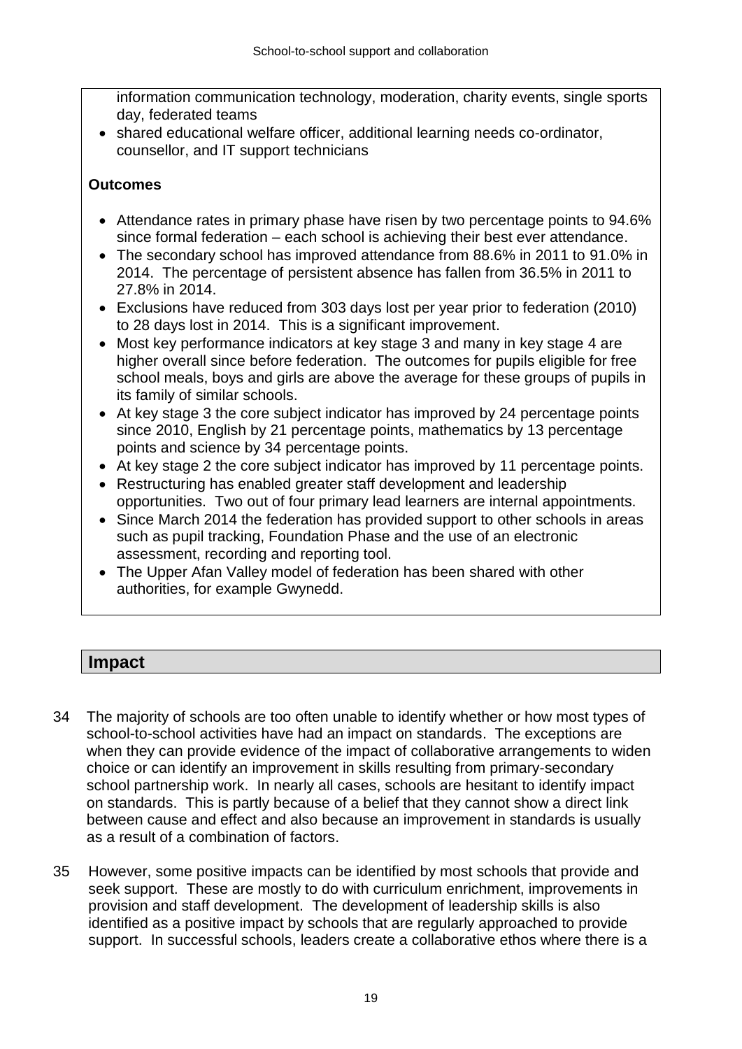information communication technology, moderation, charity events, single sports day, federated teams
- shared educational welfare officer, additional learning needs co-ordinator, counsellor, and IT support technicians

**Outcomes**

- Attendance rates in primary phase have risen by two percentage points to 94.6% since formal federation – each school is achieving their best ever attendance.
- The secondary school has improved attendance from 88.6% in 2011 to 91.0% in 2014. The percentage of persistent absence has fallen from 36.5% in 2011 to 27.8% in 2014.
- Exclusions have reduced from 303 days lost per year prior to federation (2010) to 28 days lost in 2014. This is a significant improvement.
- Most key performance indicators at key stage 3 and many in key stage 4 are higher overall since before federation. The outcomes for pupils eligible for free school meals, boys and girls are above the average for these groups of pupils in its family of similar schools.
- At key stage 3 the core subject indicator has improved by 24 percentage points since 2010, English by 21 percentage points, mathematics by 13 percentage points and science by 34 percentage points.
- At key stage 2 the core subject indicator has improved by 11 percentage points.
- Restructuring has enabled greater staff development and leadership opportunities. Two out of four primary lead learners are internal appointments.
- Since March 2014 the federation has provided support to other schools in areas such as pupil tracking, Foundation Phase and the use of an electronic assessment, recording and reporting tool.
- The Upper Afan Valley model of federation has been shared with other authorities, for example Gwynedd.

## Impact

34 The majority of schools are too often unable to identify whether or how most types of school-to-school activities have had an impact on standards. The exceptions are when they can provide evidence of the impact of collaborative arrangements to widen choice or can identify an improvement in skills resulting from primary-secondary school partnership work. In nearly all cases, schools are hesitant to identify impact on standards. This is partly because of a belief that they cannot show a direct link between cause and effect and also because an improvement in standards is usually as a result of a combination of factors.

35 However, some positive impacts can be identified by most schools that provide and seek support. These are mostly to do with curriculum enrichment, improvements in provision and staff development. The development of leadership skills is also identified as a positive impact by schools that are regularly approached to provide support. In successful schools, leaders create a collaborative ethos where there is a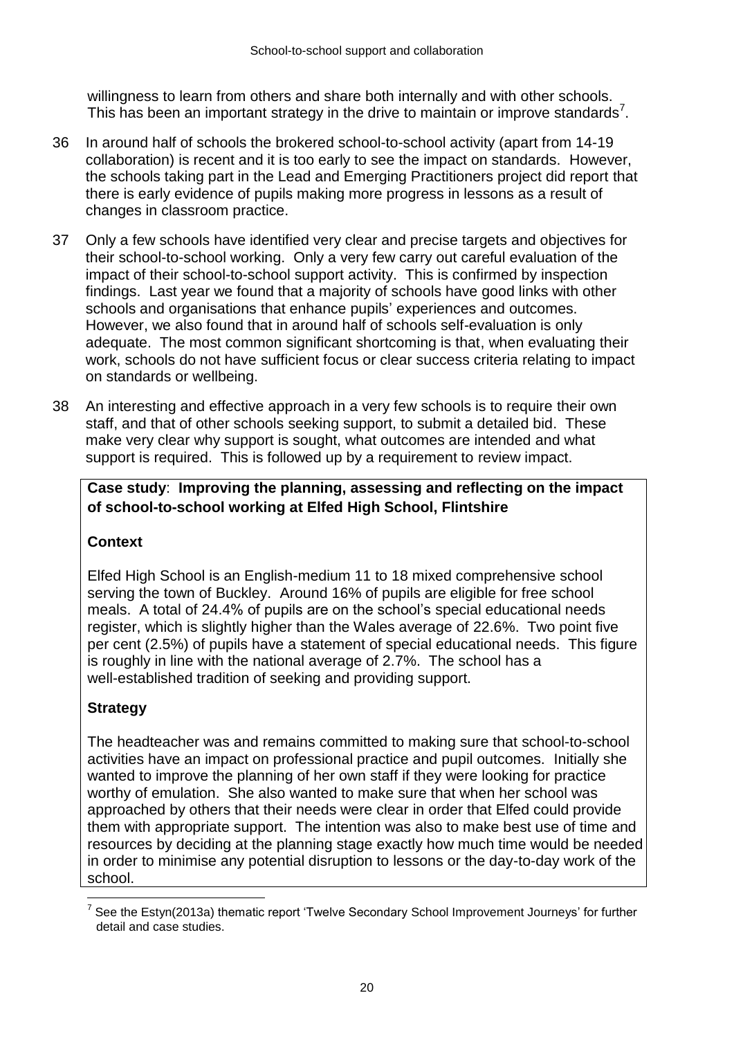willingness to learn from others and share both internally and with other schools. This has been an important strategy in the drive to maintain or improve standards[7].

36 In around half of schools the brokered school-to-school activity (apart from 14-19 collaboration) is recent and it is too early to see the impact on standards. However, the schools taking part in the Lead and Emerging Practitioners project did report that there is early evidence of pupils making more progress in lessons as a result of changes in classroom practice.

37 Only a few schools have identified very clear and precise targets and objectives for their school-to-school working. Only a very few carry out careful evaluation of the impact of their school-to-school support activity. This is confirmed by inspection findings. Last year we found that a majority of schools have good links with other schools and organisations that enhance pupils' experiences and outcomes. However, we also found that in around half of schools self-evaluation is only adequate. The most common significant shortcoming is that, when evaluating their work, schools do not have sufficient focus or clear success criteria relating to impact on standards or wellbeing.

38 An interesting and effective approach in a very few schools is to require their own staff, and that of other schools seeking support, to submit a detailed bid. These make very clear why support is sought, what outcomes are intended and what support is required. This is followed up by a requirement to review impact.

**Case study**: **Improving the planning, assessing and reflecting on the impact of school-to-school working at Elfed High School, Flintshire**

**Context**

Elfed High School is an English-medium 11 to 18 mixed comprehensive school serving the town of Buckley. Around 16% of pupils are eligible for free school meals. A total of 24.4% of pupils are on the school's special educational needs register, which is slightly higher than the Wales average of 22.6%. Two point five per cent (2.5%) of pupils have a statement of special educational needs. This figure is roughly in line with the national average of 2.7%. The school has a well-established tradition of seeking and providing support.

**Strategy**

The headteacher was and remains committed to making sure that school-to-school activities have an impact on professional practice and pupil outcomes. Initially she wanted to improve the planning of her own staff if they were looking for practice worthy of emulation. She also wanted to make sure that when her school was approached by others that their needs were clear in order that Elfed could provide them with appropriate support. The intention was also to make best use of time and resources by deciding at the planning stage exactly how much time would be needed in order to minimise any potential disruption to lessons or the day-to-day work of the school.

[7] See the Estyn(2013a) thematic report 'Twelve Secondary School Improvement Journeys' for further detail and case studies.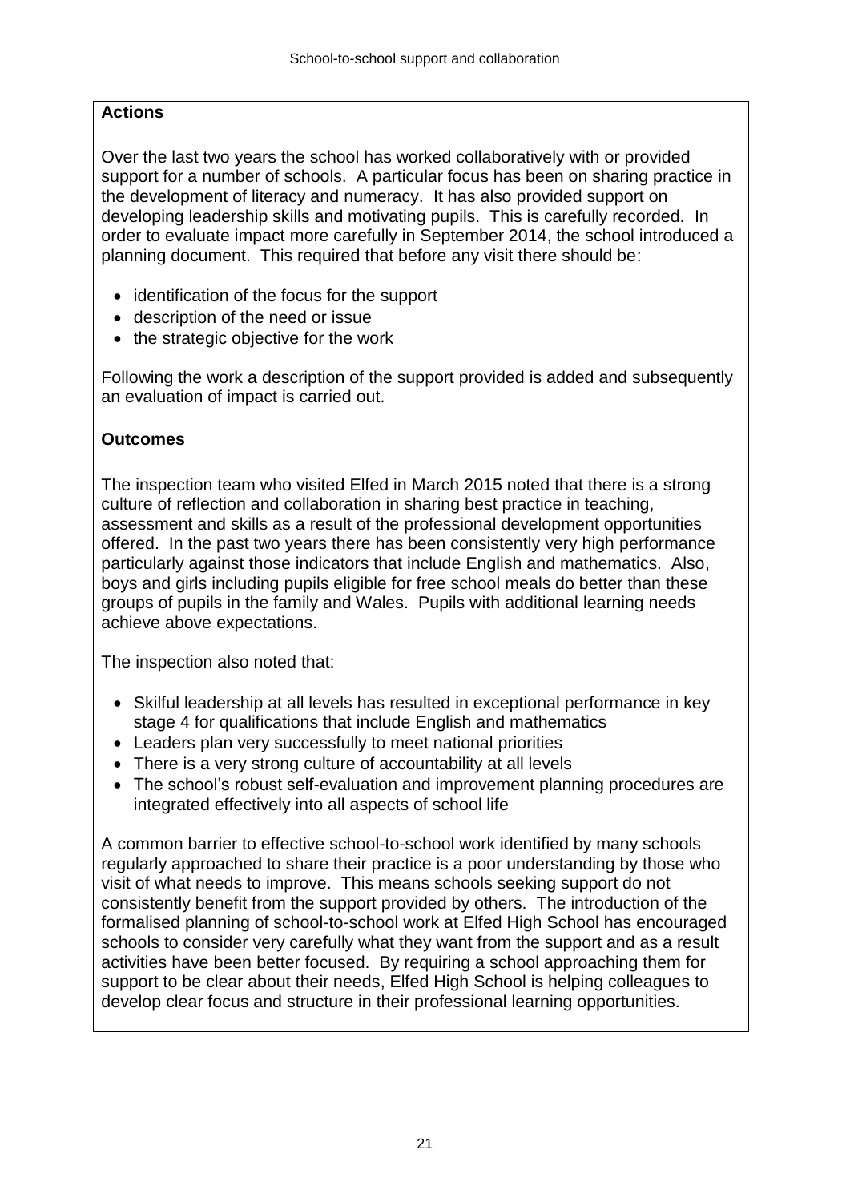**Actions**

Over the last two years the school has worked collaboratively with or provided support for a number of schools. A particular focus has been on sharing practice in the development of literacy and numeracy. It has also provided support on developing leadership skills and motivating pupils. This is carefully recorded. In order to evaluate impact more carefully in September 2014, the school introduced a planning document. This required that before any visit there should be:

- identification of the focus for the support
- description of the need or issue
- the strategic objective for the work

Following the work a description of the support provided is added and subsequently an evaluation of impact is carried out.

**Outcomes**

The inspection team who visited Elfed in March 2015 noted that there is a strong culture of reflection and collaboration in sharing best practice in teaching, assessment and skills as a result of the professional development opportunities offered. In the past two years there has been consistently very high performance particularly against those indicators that include English and mathematics. Also, boys and girls including pupils eligible for free school meals do better than these groups of pupils in the family and Wales. Pupils with additional learning needs achieve above expectations.

The inspection also noted that:

- Skilful leadership at all levels has resulted in exceptional performance in key stage 4 for qualifications that include English and mathematics
- Leaders plan very successfully to meet national priorities
- There is a very strong culture of accountability at all levels
- The school's robust self-evaluation and improvement planning procedures are integrated effectively into all aspects of school life

A common barrier to effective school-to-school work identified by many schools regularly approached to share their practice is a poor understanding by those who visit of what needs to improve. This means schools seeking support do not consistently benefit from the support provided by others. The introduction of the formalised planning of school-to-school work at Elfed High School has encouraged schools to consider very carefully what they want from the support and as a result activities have been better focused. By requiring a school approaching them for support to be clear about their needs, Elfed High School is helping colleagues to develop clear focus and structure in their professional learning opportunities.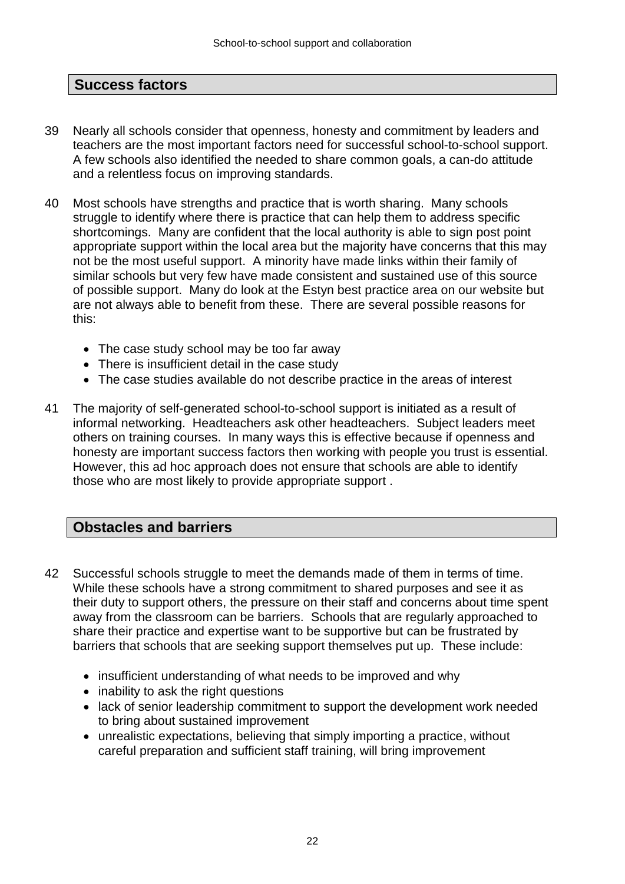## Success factors

39 Nearly all schools consider that openness, honesty and commitment by leaders and teachers are the most important factors need for successful school-to-school support. A few schools also identified the needed to share common goals, a can-do attitude and a relentless focus on improving standards.

40 Most schools have strengths and practice that is worth sharing. Many schools struggle to identify where there is practice that can help them to address specific shortcomings. Many are confident that the local authority is able to sign post point appropriate support within the local area but the majority have concerns that this may not be the most useful support. A minority have made links within their family of similar schools but very few have made consistent and sustained use of this source of possible support. Many do look at the Estyn best practice area on our website but are not always able to benefit from these. There are several possible reasons for this:

- The case study school may be too far away
- There is insufficient detail in the case study
- The case studies available do not describe practice in the areas of interest

41 The majority of self-generated school-to-school support is initiated as a result of informal networking. Headteachers ask other headteachers. Subject leaders meet others on training courses. In many ways this is effective because if openness and honesty are important success factors then working with people you trust is essential. However, this ad hoc approach does not ensure that schools are able to identify those who are most likely to provide appropriate support .

## Obstacles and barriers

42 Successful schools struggle to meet the demands made of them in terms of time. While these schools have a strong commitment to shared purposes and see it as their duty to support others, the pressure on their staff and concerns about time spent away from the classroom can be barriers. Schools that are regularly approached to share their practice and expertise want to be supportive but can be frustrated by barriers that schools that are seeking support themselves put up. These include:

- insufficient understanding of what needs to be improved and why
- inability to ask the right questions
- lack of senior leadership commitment to support the development work needed to bring about sustained improvement
- unrealistic expectations, believing that simply importing a practice, without careful preparation and sufficient staff training, will bring improvement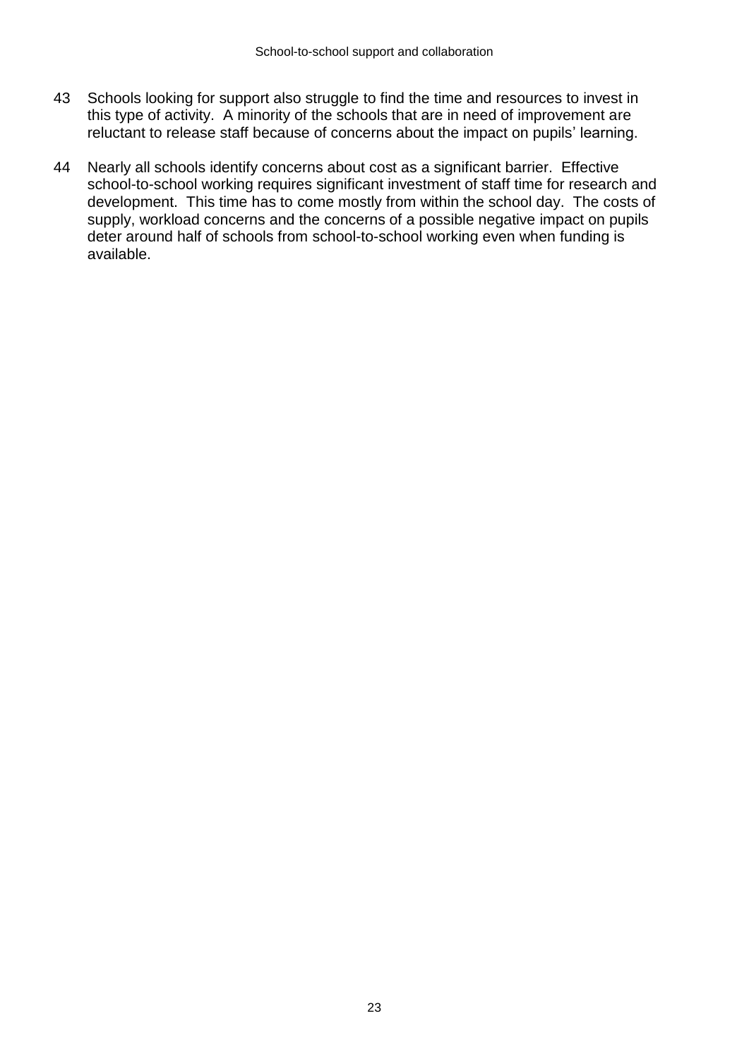43 Schools looking for support also struggle to find the time and resources to invest in this type of activity. A minority of the schools that are in need of improvement are reluctant to release staff because of concerns about the impact on pupils' learning.

44 Nearly all schools identify concerns about cost as a significant barrier. Effective school-to-school working requires significant investment of staff time for research and development. This time has to come mostly from within the school day. The costs of supply, workload concerns and the concerns of a possible negative impact on pupils deter around half of schools from school-to-school working even when funding is available.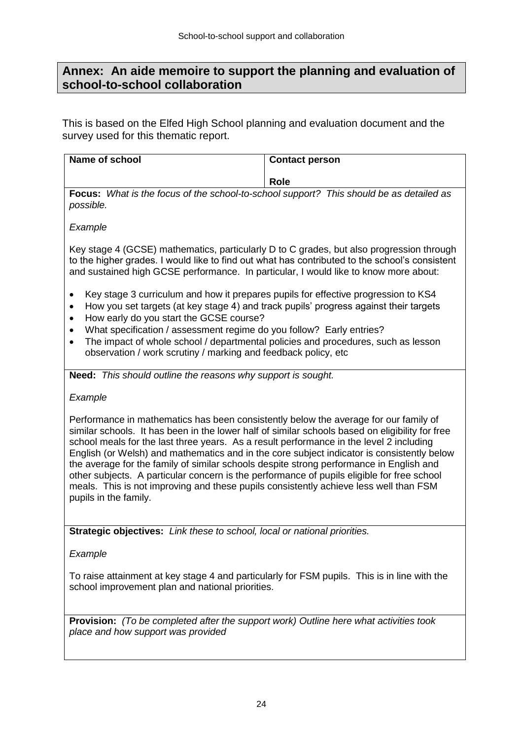## Annex: An aide memoire to support the planning and evaluation of school-to-school collaboration

This is based on the Elfed High School planning and evaluation document and the survey used for this thematic report.

| **Name of school** | **Contact person**<br><br>**Role** |
|---|---|

**Focus:** *What is the focus of the school-to-school support? This should be as detailed as possible.*

*Example*

Key stage 4 (GCSE) mathematics, particularly D to C grades, but also progression through to the higher grades. I would like to find out what has contributed to the school's consistent and sustained high GCSE performance. In particular, I would like to know more about:

- Key stage 3 curriculum and how it prepares pupils for effective progression to KS4
- How you set targets (at key stage 4) and track pupils' progress against their targets
- How early do you start the GCSE course?
- What specification / assessment regime do you follow? Early entries?
- The impact of whole school / departmental policies and procedures, such as lesson observation / work scrutiny / marking and feedback policy, etc

**Need:** *This should outline the reasons why support is sought.*

*Example*

Performance in mathematics has been consistently below the average for our family of similar schools. It has been in the lower half of similar schools based on eligibility for free school meals for the last three years. As a result performance in the level 2 including English (or Welsh) and mathematics and in the core subject indicator is consistently below the average for the family of similar schools despite strong performance in English and other subjects. A particular concern is the performance of pupils eligible for free school meals. This is not improving and these pupils consistently achieve less well than FSM pupils in the family.

**Strategic objectives:** *Link these to school, local or national priorities.*

*Example*

To raise attainment at key stage 4 and particularly for FSM pupils. This is in line with the school improvement plan and national priorities.

**Provision:** *(To be completed after the support work) Outline here what activities took place and how support was provided*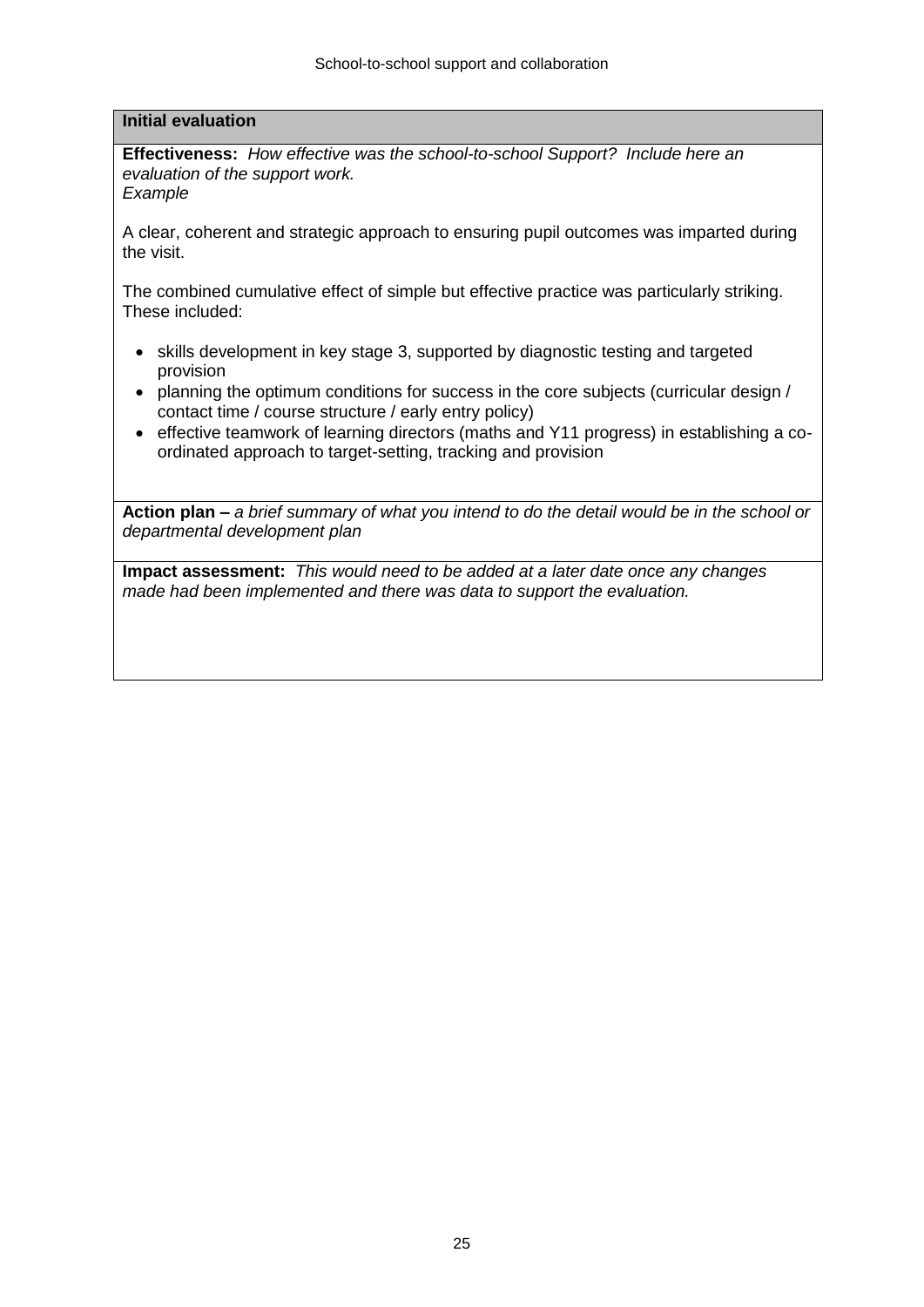**Initial evaluation**

**Effectiveness:** *How effective was the school-to-school Support? Include here an evaluation of the support work.*
*Example*

A clear, coherent and strategic approach to ensuring pupil outcomes was imparted during the visit.

The combined cumulative effect of simple but effective practice was particularly striking. These included:

- skills development in key stage 3, supported by diagnostic testing and targeted provision
- planning the optimum conditions for success in the core subjects (curricular design / contact time / course structure / early entry policy)
- effective teamwork of learning directors (maths and Y11 progress) in establishing a co-ordinated approach to target-setting, tracking and provision

**Action plan –** *a brief summary of what you intend to do the detail would be in the school or departmental development plan*

**Impact assessment:** *This would need to be added at a later date once any changes made had been implemented and there was data to support the evaluation.*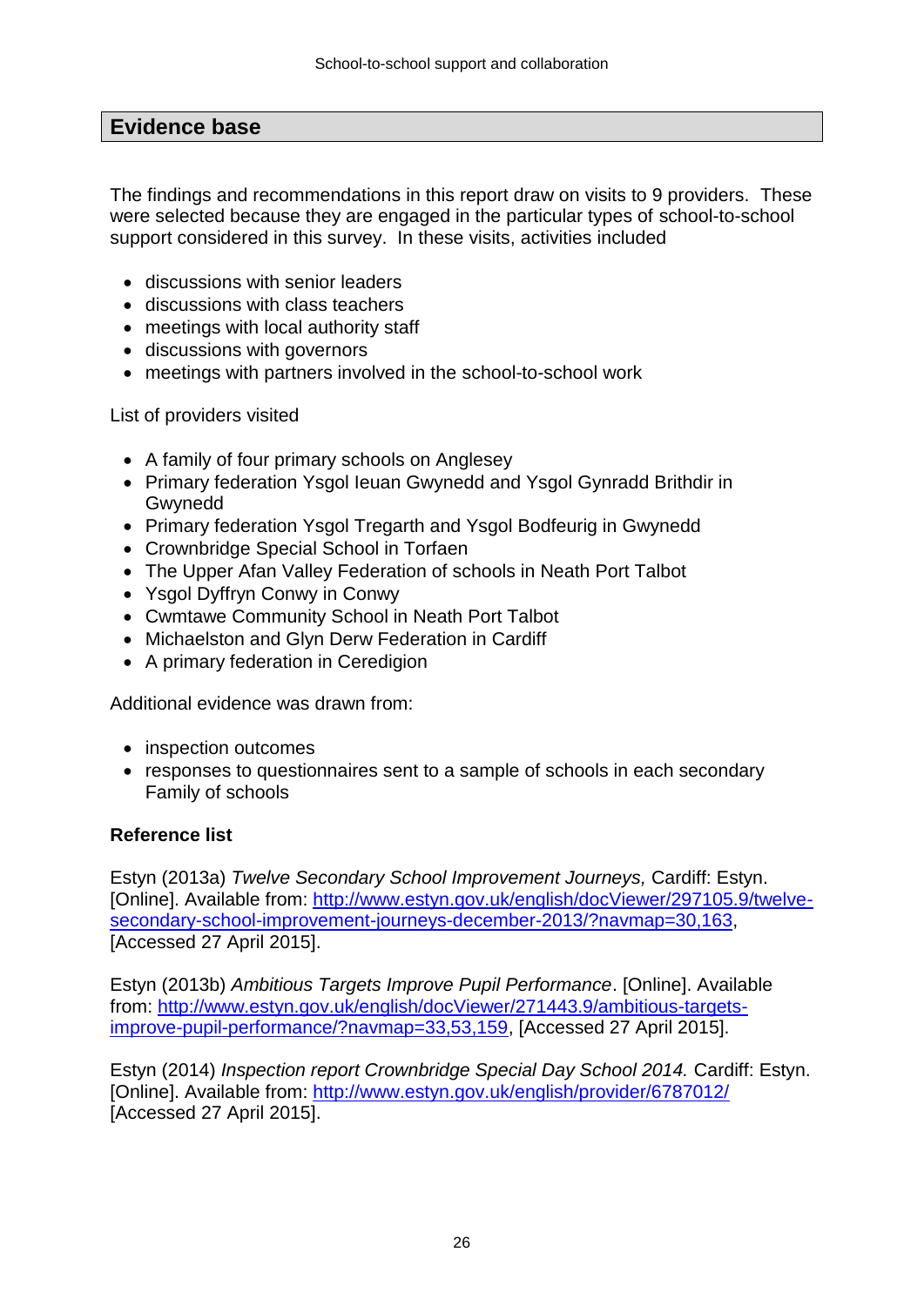## Evidence base

The findings and recommendations in this report draw on visits to 9 providers. These were selected because they are engaged in the particular types of school-to-school support considered in this survey. In these visits, activities included

- discussions with senior leaders
- discussions with class teachers
- meetings with local authority staff
- discussions with governors
- meetings with partners involved in the school-to-school work

List of providers visited

- A family of four primary schools on Anglesey
- Primary federation Ysgol Ieuan Gwynedd and Ysgol Gynradd Brithdir in Gwynedd
- Primary federation Ysgol Tregarth and Ysgol Bodfeurig in Gwynedd
- Crownbridge Special School in Torfaen
- The Upper Afan Valley Federation of schools in Neath Port Talbot
- Ysgol Dyffryn Conwy in Conwy
- Cwmtawe Community School in Neath Port Talbot
- Michaelston and Glyn Derw Federation in Cardiff
- A primary federation in Ceredigion

Additional evidence was drawn from:

- inspection outcomes
- responses to questionnaires sent to a sample of schools in each secondary Family of schools

**Reference list**

Estyn (2013a) *Twelve Secondary School Improvement Journeys,* Cardiff: Estyn. [Online]. Available from: http://www.estyn.gov.uk/english/docViewer/297105.9/twelve-secondary-school-improvement-journeys-december-2013/?navmap=30,163, [Accessed 27 April 2015].

Estyn (2013b) *Ambitious Targets Improve Pupil Performance*. [Online]. Available from: http://www.estyn.gov.uk/english/docViewer/271443.9/ambitious-targets-improve-pupil-performance/?navmap=33,53,159, [Accessed 27 April 2015].

Estyn (2014) *Inspection report Crownbridge Special Day School 2014.* Cardiff: Estyn. [Online]. Available from: http://www.estyn.gov.uk/english/provider/6787012/ [Accessed 27 April 2015].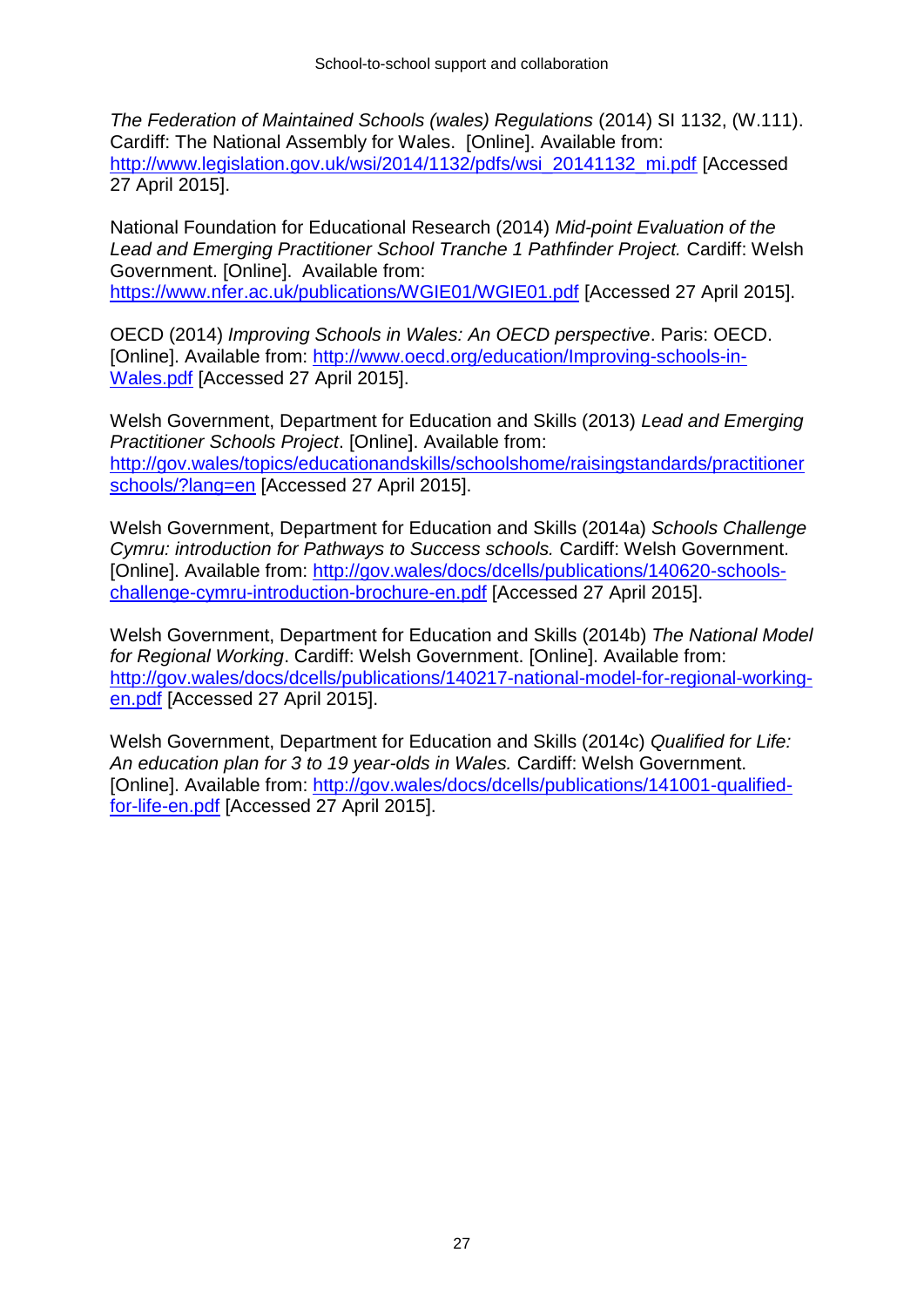*The Federation of Maintained Schools (wales) Regulations* (2014) SI 1132, (W.111). Cardiff: The National Assembly for Wales. [Online]. Available from: http://www.legislation.gov.uk/wsi/2014/1132/pdfs/wsi_20141132_mi.pdf [Accessed 27 April 2015].

National Foundation for Educational Research (2014) *Mid-point Evaluation of the Lead and Emerging Practitioner School Tranche 1 Pathfinder Project.* Cardiff: Welsh Government. [Online]. Available from: https://www.nfer.ac.uk/publications/WGIE01/WGIE01.pdf [Accessed 27 April 2015].

OECD (2014) *Improving Schools in Wales: An OECD perspective*. Paris: OECD. [Online]. Available from: http://www.oecd.org/education/Improving-schools-in-Wales.pdf [Accessed 27 April 2015].

Welsh Government, Department for Education and Skills (2013) *Lead and Emerging Practitioner Schools Project*. [Online]. Available from: http://gov.wales/topics/educationandskills/schoolshome/raisingstandards/practitionerschools/?lang=en [Accessed 27 April 2015].

Welsh Government, Department for Education and Skills (2014a) *Schools Challenge Cymru: introduction for Pathways to Success schools.* Cardiff: Welsh Government. [Online]. Available from: http://gov.wales/docs/dcells/publications/140620-schools-challenge-cymru-introduction-brochure-en.pdf [Accessed 27 April 2015].

Welsh Government, Department for Education and Skills (2014b) *The National Model for Regional Working*. Cardiff: Welsh Government. [Online]. Available from: http://gov.wales/docs/dcells/publications/140217-national-model-for-regional-working-en.pdf [Accessed 27 April 2015].

Welsh Government, Department for Education and Skills (2014c) *Qualified for Life: An education plan for 3 to 19 year-olds in Wales.* Cardiff: Welsh Government. [Online]. Available from: http://gov.wales/docs/dcells/publications/141001-qualified-for-life-en.pdf [Accessed 27 April 2015].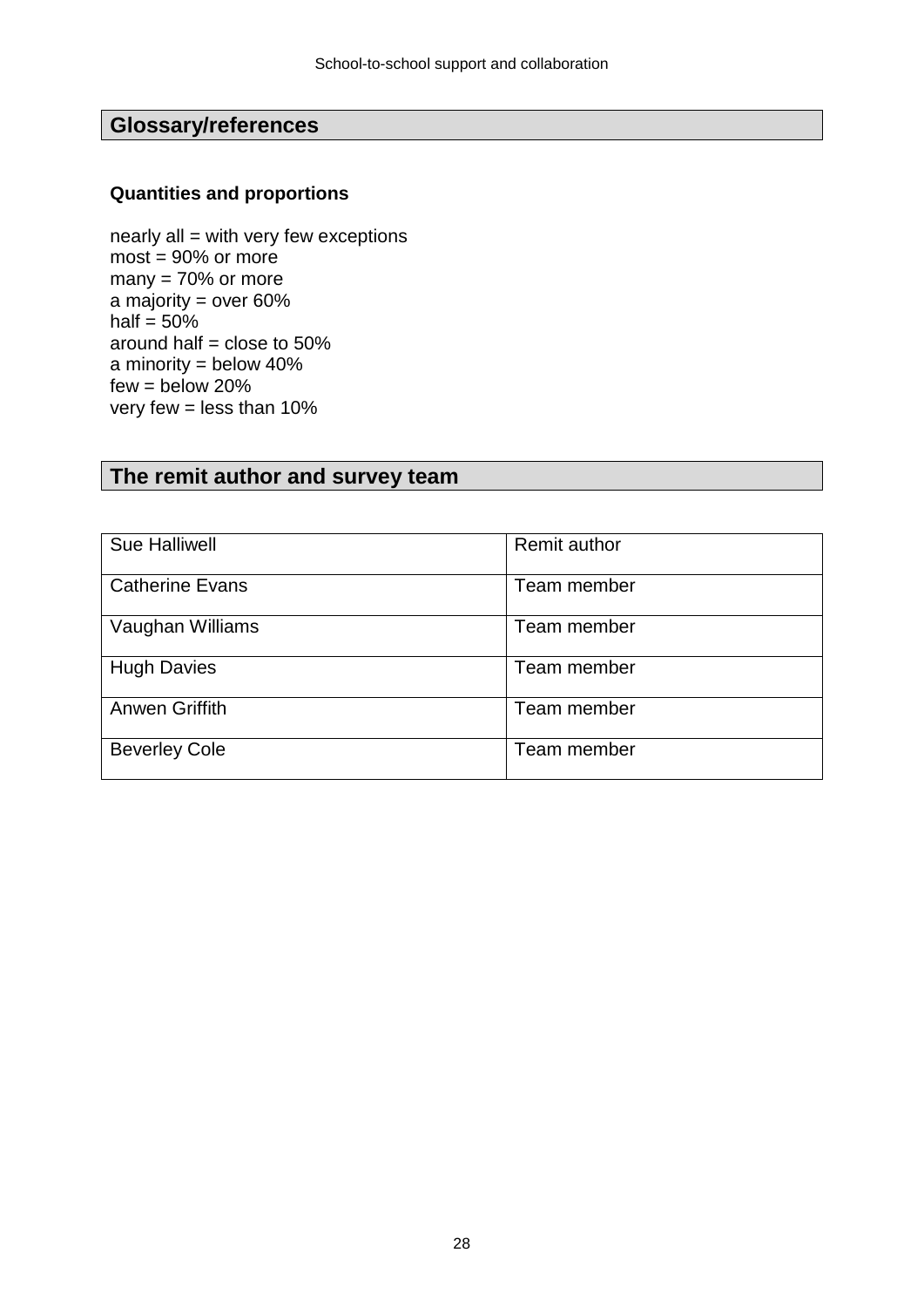## Glossary/references

### Quantities and proportions

nearly all = with very few exceptions
most = 90% or more
many = 70% or more
a majority = over 60%
half = 50%
around half = close to 50%
a minority = below 40%
few = below 20%
very few = less than 10%

## The remit author and survey team

| | |
|---|---|
| Sue Halliwell | Remit author |
| Catherine Evans | Team member |
| Vaughan Williams | Team member |
| Hugh Davies | Team member |
| Anwen Griffith | Team member |
| Beverley Cole | Team member |